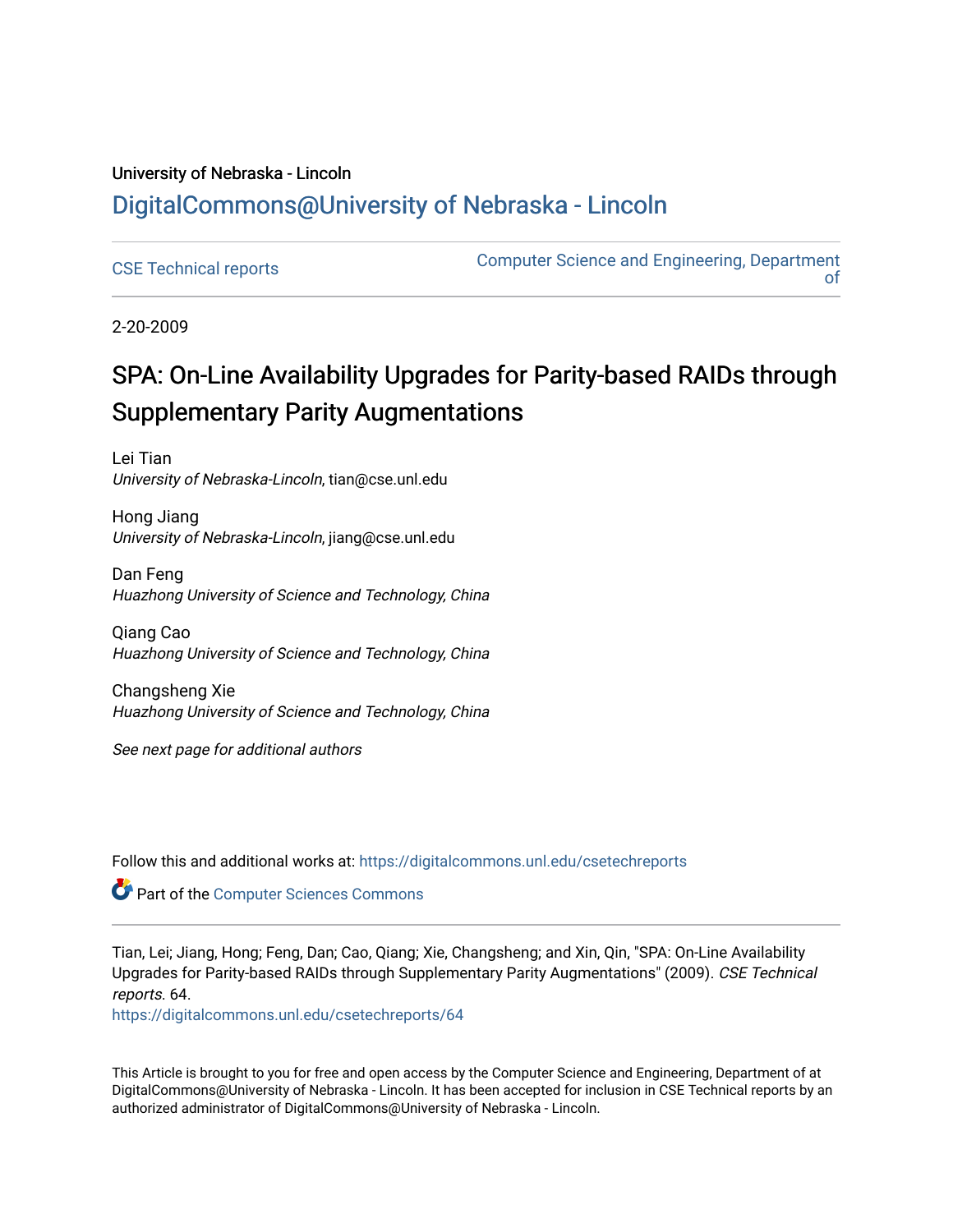University of Nebraska - Lincoln

## DigitalCommons@University of Nebraska - Lincoln

CSE Technical reports

Computer Science and Engineering, Department of

2-20-2009

# SPA: On-Line Availability Upgrades for Parity-based RAIDs through Supplementary Parity Augmentations

Lei Tian  
*University of Nebraska-Lincoln*, tian@cse.unl.edu

Hong Jiang  
*University of Nebraska-Lincoln*, jiang@cse.unl.edu

Dan Feng  
*Huazhong University of Science and Technology, China*

Qiang Cao  
*Huazhong University of Science and Technology, China*

Changsheng Xie  
*Huazhong University of Science and Technology, China*

*See next page for additional authors*

Follow this and additional works at: https://digitalcommons.unl.edu/csetechreports

Part of the Computer Sciences Commons

Tian, Lei; Jiang, Hong; Feng, Dan; Cao, Qiang; Xie, Changsheng; and Xin, Qin, "SPA: On-Line Availability Upgrades for Parity-based RAIDs through Supplementary Parity Augmentations" (2009). *CSE Technical reports*. 64.  
https://digitalcommons.unl.edu/csetechreports/64

This Article is brought to you for free and open access by the Computer Science and Engineering, Department of at DigitalCommons@University of Nebraska - Lincoln. It has been accepted for inclusion in CSE Technical reports by an authorized administrator of DigitalCommons@University of Nebraska - Lincoln.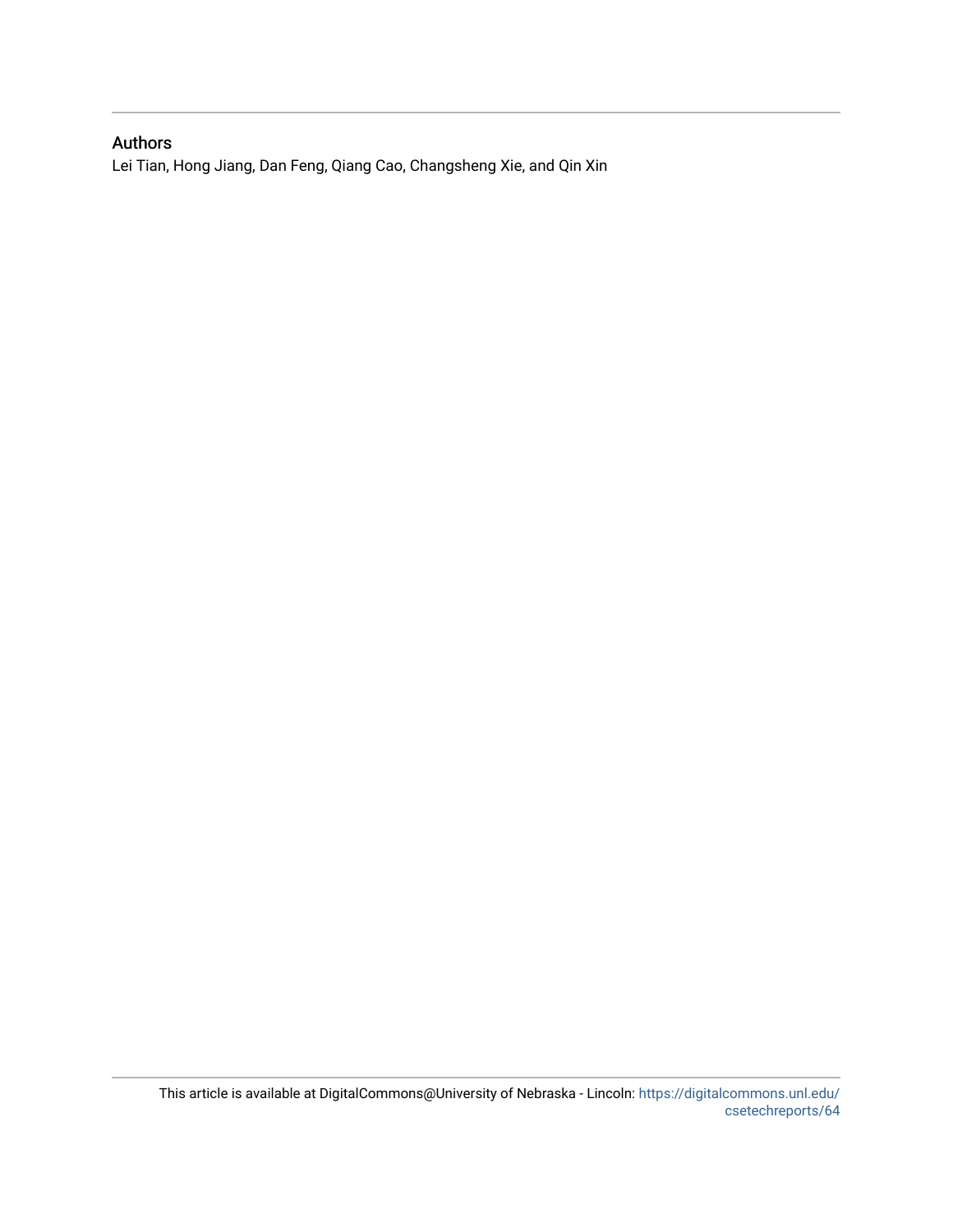## Authors

Lei Tian, Hong Jiang, Dan Feng, Qiang Cao, Changsheng Xie, and Qin Xin

This article is available at DigitalCommons@University of Nebraska - Lincoln: https://digitalcommons.unl.edu/csetechreports/64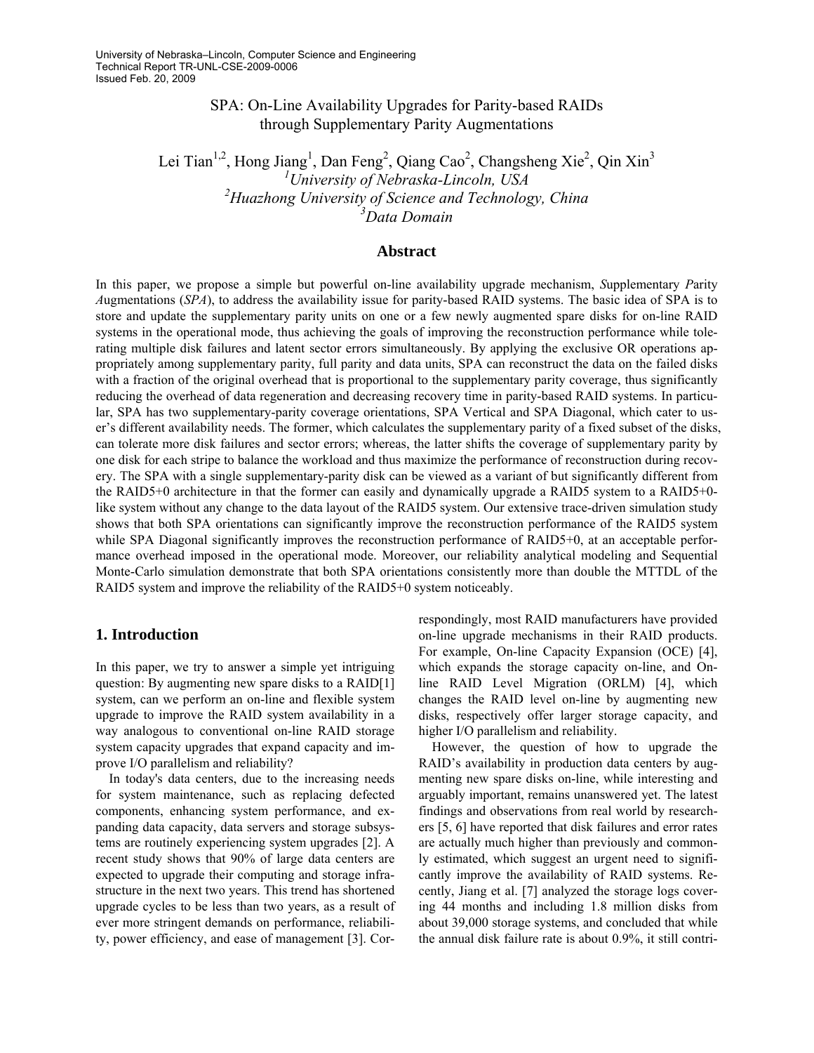University of Nebraska–Lincoln, Computer Science and Engineering
Technical Report TR-UNL-CSE-2009-0006
Issued Feb. 20, 2009

# SPA: On-Line Availability Upgrades for Parity-based RAIDs through Supplementary Parity Augmentations

Lei Tian[1,2], Hong Jiang[1], Dan Feng[2], Qiang Cao[2], Changsheng Xie[2], Qin Xin[3]

[1]*University of Nebraska-Lincoln, USA*
[2]*Huazhong University of Science and Technology, China*
[3]*Data Domain*

## Abstract

In this paper, we propose a simple but powerful on-line availability upgrade mechanism, ***S**upplementary **P**arity **A**ugmentations* (*SPA*), to address the availability issue for parity-based RAID systems. The basic idea of SPA is to store and update the supplementary parity units on one or a few newly augmented spare disks for on-line RAID systems in the operational mode, thus achieving the goals of improving the reconstruction performance while tolerating multiple disk failures and latent sector errors simultaneously. By applying the exclusive OR operations appropriately among supplementary parity, full parity and data units, SPA can reconstruct the data on the failed disks with a fraction of the original overhead that is proportional to the supplementary parity coverage, thus significantly reducing the overhead of data regeneration and decreasing recovery time in parity-based RAID systems. In particular, SPA has two supplementary-parity coverage orientations, SPA Vertical and SPA Diagonal, which cater to user's different availability needs. The former, which calculates the supplementary parity of a fixed subset of the disks, can tolerate more disk failures and sector errors; whereas, the latter shifts the coverage of supplementary parity by one disk for each stripe to balance the workload and thus maximize the performance of reconstruction during recovery. The SPA with a single supplementary-parity disk can be viewed as a variant of but significantly different from the RAID5+0 architecture in that the former can easily and dynamically upgrade a RAID5 system to a RAID5+0-like system without any change to the data layout of the RAID5 system. Our extensive trace-driven simulation study shows that both SPA orientations can significantly improve the reconstruction performance of the RAID5 system while SPA Diagonal significantly improves the reconstruction performance of RAID5+0, at an acceptable performance overhead imposed in the operational mode. Moreover, our reliability analytical modeling and Sequential Monte-Carlo simulation demonstrate that both SPA orientations consistently more than double the MTTDL of the RAID5 system and improve the reliability of the RAID5+0 system noticeably.

## 1. Introduction

In this paper, we try to answer a simple yet intriguing question: By augmenting new spare disks to a RAID[1] system, can we perform an on-line and flexible system upgrade to improve the RAID system availability in a way analogous to conventional on-line RAID storage system capacity upgrades that expand capacity and improve I/O parallelism and reliability?

In today's data centers, due to the increasing needs for system maintenance, such as replacing defected components, enhancing system performance, and expanding data capacity, data servers and storage subsystems are routinely experiencing system upgrades [2]. A recent study shows that 90% of large data centers are expected to upgrade their computing and storage infrastructure in the next two years. This trend has shortened upgrade cycles to be less than two years, as a result of ever more stringent demands on performance, reliability, power efficiency, and ease of management [3]. Correspondingly, most RAID manufacturers have provided on-line upgrade mechanisms in their RAID products. For example, On-line Capacity Expansion (OCE) [4], which expands the storage capacity on-line, and On-line RAID Level Migration (ORLM) [4], which changes the RAID level on-line by augmenting new disks, respectively offer larger storage capacity, and higher I/O parallelism and reliability.

However, the question of how to upgrade the RAID's availability in production data centers by augmenting new spare disks on-line, while interesting and arguably important, remains unanswered yet. The latest findings and observations from real world by researchers [5, 6] have reported that disk failures and error rates are actually much higher than previously and commonly estimated, which suggest an urgent need to significantly improve the availability of RAID systems. Recently, Jiang et al. [7] analyzed the storage logs covering 44 months and including 1.8 million disks from about 39,000 storage systems, and concluded that while the annual disk failure rate is about 0.9%, it still contri-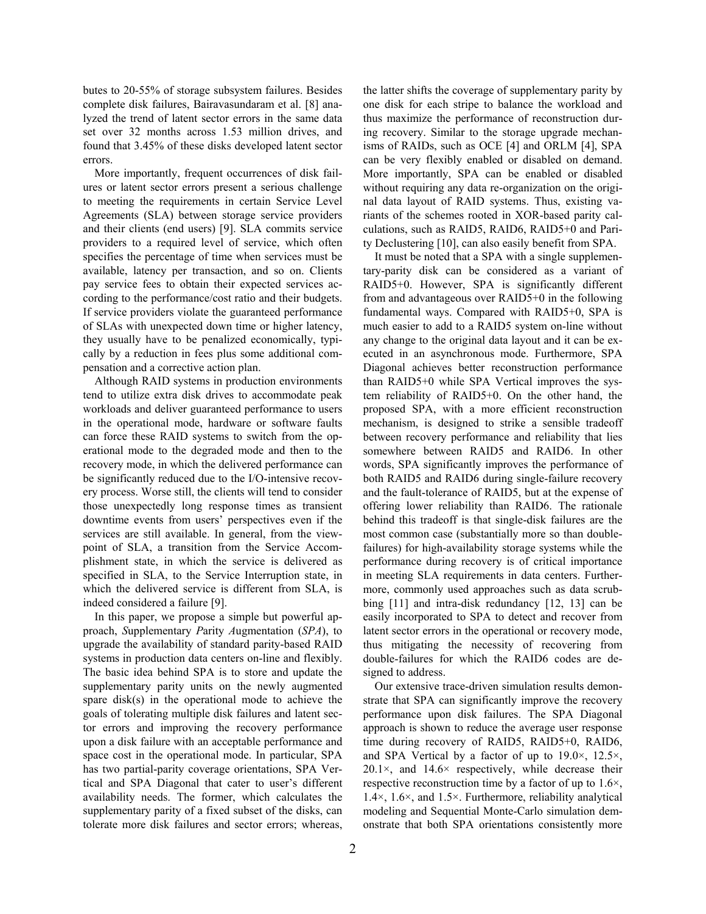butes to 20-55% of storage subsystem failures. Besides complete disk failures, Bairavasundaram et al. [8] analyzed the trend of latent sector errors in the same data set over 32 months across 1.53 million drives, and found that 3.45% of these disks developed latent sector errors.

More importantly, frequent occurrences of disk failures or latent sector errors present a serious challenge to meeting the requirements in certain Service Level Agreements (SLA) between storage service providers and their clients (end users) [9]. SLA commits service providers to a required level of service, which often specifies the percentage of time when services must be available, latency per transaction, and so on. Clients pay service fees to obtain their expected services according to the performance/cost ratio and their budgets. If service providers violate the guaranteed performance of SLAs with unexpected down time or higher latency, they usually have to be penalized economically, typically by a reduction in fees plus some additional compensation and a corrective action plan.

Although RAID systems in production environments tend to utilize extra disk drives to accommodate peak workloads and deliver guaranteed performance to users in the operational mode, hardware or software faults can force these RAID systems to switch from the operational mode to the degraded mode and then to the recovery mode, in which the delivered performance can be significantly reduced due to the I/O-intensive recovery process. Worse still, the clients will tend to consider those unexpectedly long response times as transient downtime events from users' perspectives even if the services are still available. In general, from the viewpoint of SLA, a transition from the Service Accomplishment state, in which the service is delivered as specified in SLA, to the Service Interruption state, in which the delivered service is different from SLA, is indeed considered a failure [9].

In this paper, we propose a simple but powerful approach, *S*upplementary *P*arity *A*ugmentation (*SPA*), to upgrade the availability of standard parity-based RAID systems in production data centers on-line and flexibly. The basic idea behind SPA is to store and update the supplementary parity units on the newly augmented spare disk(s) in the operational mode to achieve the goals of tolerating multiple disk failures and latent sector errors and improving the recovery performance upon a disk failure with an acceptable performance and space cost in the operational mode. In particular, SPA has two partial-parity coverage orientations, SPA Vertical and SPA Diagonal that cater to user's different availability needs. The former, which calculates the supplementary parity of a fixed subset of the disks, can tolerate more disk failures and sector errors; whereas, the latter shifts the coverage of supplementary parity by one disk for each stripe to balance the workload and thus maximize the performance of reconstruction during recovery. Similar to the storage upgrade mechanisms of RAIDs, such as OCE [4] and ORLM [4], SPA can be very flexibly enabled or disabled on demand. More importantly, SPA can be enabled or disabled without requiring any data re-organization on the original data layout of RAID systems. Thus, existing variants of the schemes rooted in XOR-based parity calculations, such as RAID5, RAID6, RAID5+0 and Parity Declustering [10], can also easily benefit from SPA.

It must be noted that a SPA with a single supplementary-parity disk can be considered as a variant of RAID5+0. However, SPA is significantly different from and advantageous over RAID5+0 in the following fundamental ways. Compared with RAID5+0, SPA is much easier to add to a RAID5 system on-line without any change to the original data layout and it can be executed in an asynchronous mode. Furthermore, SPA Diagonal achieves better reconstruction performance than RAID5+0 while SPA Vertical improves the system reliability of RAID5+0. On the other hand, the proposed SPA, with a more efficient reconstruction mechanism, is designed to strike a sensible tradeoff between recovery performance and reliability that lies somewhere between RAID5 and RAID6. In other words, SPA significantly improves the performance of both RAID5 and RAID6 during single-failure recovery and the fault-tolerance of RAID5, but at the expense of offering lower reliability than RAID6. The rationale behind this tradeoff is that single-disk failures are the most common case (substantially more so than double-failures) for high-availability storage systems while the performance during recovery is of critical importance in meeting SLA requirements in data centers. Furthermore, commonly used approaches such as data scrubbing [11] and intra-disk redundancy [12, 13] can be easily incorporated to SPA to detect and recover from latent sector errors in the operational or recovery mode, thus mitigating the necessity of recovering from double-failures for which the RAID6 codes are designed to address.

Our extensive trace-driven simulation results demonstrate that SPA can significantly improve the recovery performance upon disk failures. The SPA Diagonal approach is shown to reduce the average user response time during recovery of RAID5, RAID5+0, RAID6, and SPA Vertical by a factor of up to 19.0×, 12.5×, 20.1×, and 14.6× respectively, while decrease their respective reconstruction time by a factor of up to 1.6×, 1.4×, 1.6×, and 1.5×. Furthermore, reliability analytical modeling and Sequential Monte-Carlo simulation demonstrate that both SPA orientations consistently more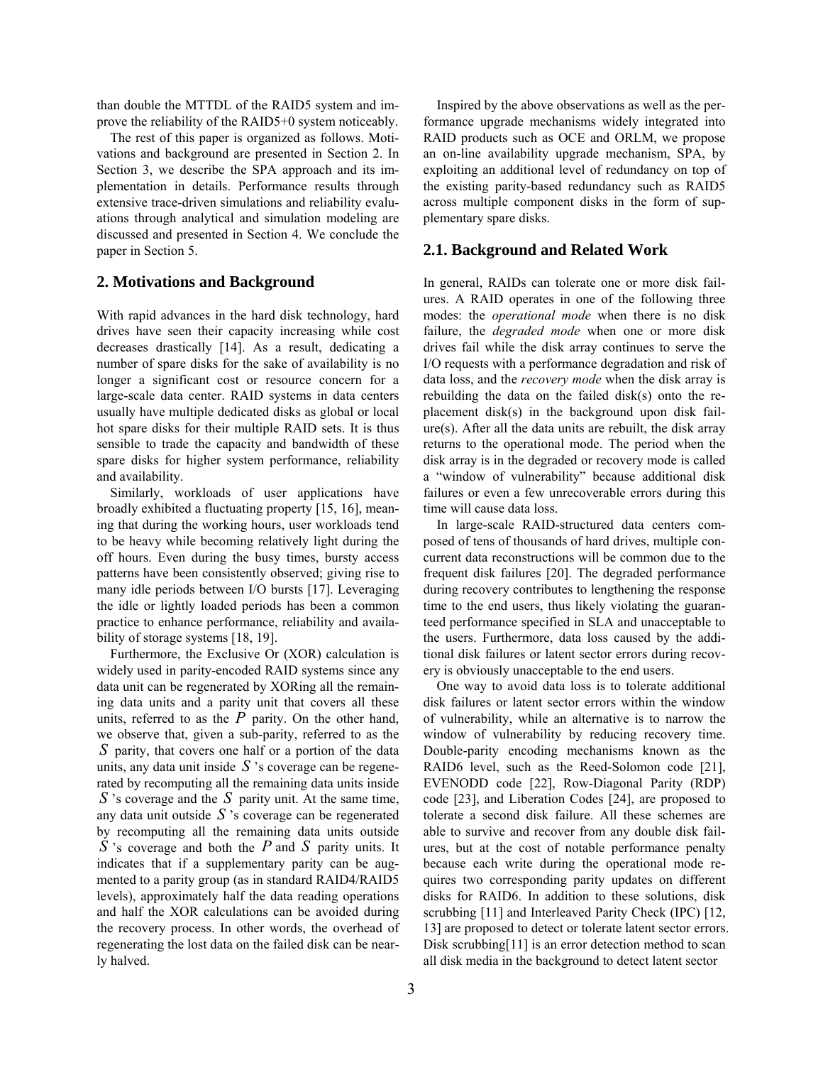than double the MTTDL of the RAID5 system and improve the reliability of the RAID5+0 system noticeably.

The rest of this paper is organized as follows. Motivations and background are presented in Section 2. In Section 3, we describe the SPA approach and its implementation in details. Performance results through extensive trace-driven simulations and reliability evaluations through analytical and simulation modeling are discussed and presented in Section 4. We conclude the paper in Section 5.

## 2. Motivations and Background

With rapid advances in the hard disk technology, hard drives have seen their capacity increasing while cost decreases drastically [14]. As a result, dedicating a number of spare disks for the sake of availability is no longer a significant cost or resource concern for a large-scale data center. RAID systems in data centers usually have multiple dedicated disks as global or local hot spare disks for their multiple RAID sets. It is thus sensible to trade the capacity and bandwidth of these spare disks for higher system performance, reliability and availability.

Similarly, workloads of user applications have broadly exhibited a fluctuating property [15, 16], meaning that during the working hours, user workloads tend to be heavy while becoming relatively light during the off hours. Even during the busy times, bursty access patterns have been consistently observed; giving rise to many idle periods between I/O bursts [17]. Leveraging the idle or lightly loaded periods has been a common practice to enhance performance, reliability and availability of storage systems [18, 19].

Furthermore, the Exclusive Or (XOR) calculation is widely used in parity-encoded RAID systems since any data unit can be regenerated by XORing all the remaining data units and a parity unit that covers all these units, referred to as the $P$ parity. On the other hand, we observe that, given a sub-parity, referred to as the $S$ parity, that covers one half or a portion of the data units, any data unit inside $S$'s coverage can be regenerated by recomputing all the remaining data units inside $S$'s coverage and the $S$ parity unit. At the same time, any data unit outside $S$'s coverage can be regenerated by recomputing all the remaining data units outside $S$'s coverage and both the $P$ and $S$ parity units. It indicates that if a supplementary parity can be augmented to a parity group (as in standard RAID4/RAID5 levels), approximately half the data reading operations and half the XOR calculations can be avoided during the recovery process. In other words, the overhead of regenerating the lost data on the failed disk can be nearly halved.

Inspired by the above observations as well as the performance upgrade mechanisms widely integrated into RAID products such as OCE and ORLM, we propose an on-line availability upgrade mechanism, SPA, by exploiting an additional level of redundancy on top of the existing parity-based redundancy such as RAID5 across multiple component disks in the form of supplementary spare disks.

### 2.1. Background and Related Work

In general, RAIDs can tolerate one or more disk failures. A RAID operates in one of the following three modes: the *operational mode* when there is no disk failure, the *degraded mode* when one or more disk drives fail while the disk array continues to serve the I/O requests with a performance degradation and risk of data loss, and the *recovery mode* when the disk array is rebuilding the data on the failed disk(s) onto the replacement disk(s) in the background upon disk failure(s). After all the data units are rebuilt, the disk array returns to the operational mode. The period when the disk array is in the degraded or recovery mode is called a "window of vulnerability" because additional disk failures or even a few unrecoverable errors during this time will cause data loss.

In large-scale RAID-structured data centers composed of tens of thousands of hard drives, multiple concurrent data reconstructions will be common due to the frequent disk failures [20]. The degraded performance during recovery contributes to lengthening the response time to the end users, thus likely violating the guaranteed performance specified in SLA and unacceptable to the users. Furthermore, data loss caused by the additional disk failures or latent sector errors during recovery is obviously unacceptable to the end users.

One way to avoid data loss is to tolerate additional disk failures or latent sector errors within the window of vulnerability, while an alternative is to narrow the window of vulnerability by reducing recovery time. Double-parity encoding mechanisms known as the RAID6 level, such as the Reed-Solomon code [21], EVENODD code [22], Row-Diagonal Parity (RDP) code [23], and Liberation Codes [24], are proposed to tolerate a second disk failure. All these schemes are able to survive and recover from any double disk failures, but at the cost of notable performance penalty because each write during the operational mode requires two corresponding parity updates on different disks for RAID6. In addition to these solutions, disk scrubbing [11] and Interleaved Parity Check (IPC) [12, 13] are proposed to detect or tolerate latent sector errors. Disk scrubbing[11] is an error detection method to scan all disk media in the background to detect latent sector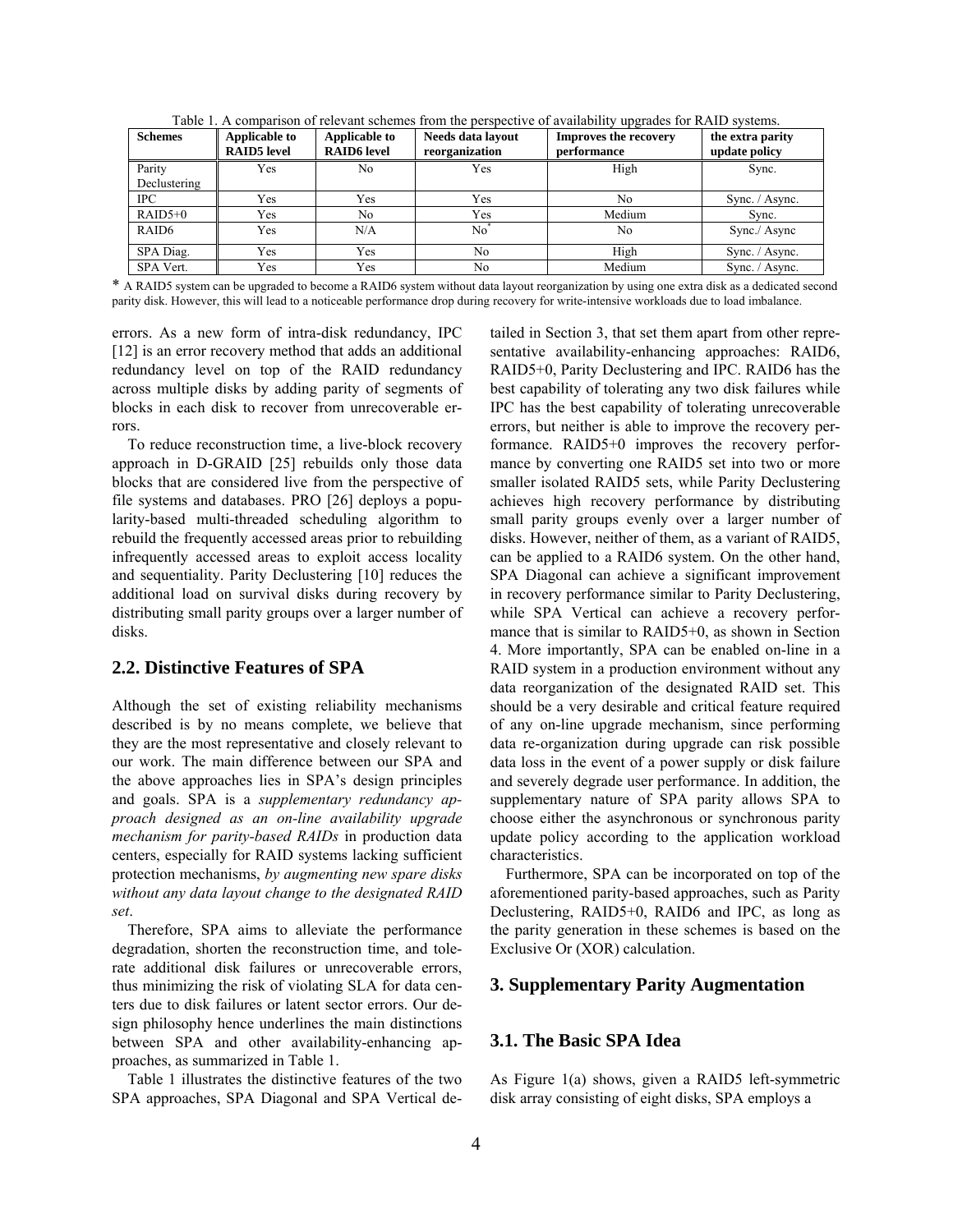Table 1. A comparison of relevant schemes from the perspective of availability upgrades for RAID systems.

| Schemes | Applicable to RAID5 level | Applicable to RAID6 level | Needs data layout reorganization | Improves the recovery performance | the extra parity update policy |
|---|---|---|---|---|---|
| Parity Declustering | Yes | No | Yes | High | Sync. |
| IPC | Yes | Yes | Yes | No | Sync. / Async. |
| RAID5+0 | Yes | No | Yes | Medium | Sync. |
| RAID6 | Yes | N/A | No* | No | Sync./ Async |
| SPA Diag. | Yes | Yes | No | High | Sync. / Async. |
| SPA Vert. | Yes | Yes | No | Medium | Sync. / Async. |

* A RAID5 system can be upgraded to become a RAID6 system without data layout reorganization by using one extra disk as a dedicated second parity disk. However, this will lead to a noticeable performance drop during recovery for write-intensive workloads due to load imbalance.

errors. As a new form of intra-disk redundancy, IPC [12] is an error recovery method that adds an additional redundancy level on top of the RAID redundancy across multiple disks by adding parity of segments of blocks in each disk to recover from unrecoverable errors.

To reduce reconstruction time, a live-block recovery approach in D-GRAID [25] rebuilds only those data blocks that are considered live from the perspective of file systems and databases. PRO [26] deploys a popularity-based multi-threaded scheduling algorithm to rebuild the frequently accessed areas prior to rebuilding infrequently accessed areas to exploit access locality and sequentiality. Parity Declustering [10] reduces the additional load on survival disks during recovery by distributing small parity groups over a larger number of disks.

## 2.2. Distinctive Features of SPA

Although the set of existing reliability mechanisms described is by no means complete, we believe that they are the most representative and closely relevant to our work. The main difference between our SPA and the above approaches lies in SPA's design principles and goals. SPA is a *supplementary redundancy approach designed as an on-line availability upgrade mechanism for parity-based RAIDs* in production data centers, especially for RAID systems lacking sufficient protection mechanisms, *by augmenting new spare disks without any data layout change to the designated RAID set*.

Therefore, SPA aims to alleviate the performance degradation, shorten the reconstruction time, and tolerate additional disk failures or unrecoverable errors, thus minimizing the risk of violating SLA for data centers due to disk failures or latent sector errors. Our design philosophy hence underlines the main distinctions between SPA and other availability-enhancing approaches, as summarized in Table 1.

Table 1 illustrates the distinctive features of the two SPA approaches, SPA Diagonal and SPA Vertical detailed in Section 3, that set them apart from other representative availability-enhancing approaches: RAID6, RAID5+0, Parity Declustering and IPC. RAID6 has the best capability of tolerating any two disk failures while IPC has the best capability of tolerating unrecoverable errors, but neither is able to improve the recovery performance. RAID5+0 improves the recovery performance by converting one RAID5 set into two or more smaller isolated RAID5 sets, while Parity Declustering achieves high recovery performance by distributing small parity groups evenly over a larger number of disks. However, neither of them, as a variant of RAID5, can be applied to a RAID6 system. On the other hand, SPA Diagonal can achieve a significant improvement in recovery performance similar to Parity Declustering, while SPA Vertical can achieve a recovery performance that is similar to RAID5+0, as shown in Section 4. More importantly, SPA can be enabled on-line in a RAID system in a production environment without any data reorganization of the designated RAID set. This should be a very desirable and critical feature required of any on-line upgrade mechanism, since performing data re-organization during upgrade can risk possible data loss in the event of a power supply or disk failure and severely degrade user performance. In addition, the supplementary nature of SPA parity allows SPA to choose either the asynchronous or synchronous parity update policy according to the application workload characteristics.

Furthermore, SPA can be incorporated on top of the aforementioned parity-based approaches, such as Parity Declustering, RAID5+0, RAID6 and IPC, as long as the parity generation in these schemes is based on the Exclusive Or (XOR) calculation.

# 3. Supplementary Parity Augmentation

## 3.1. The Basic SPA Idea

As Figure 1(a) shows, given a RAID5 left-symmetric disk array consisting of eight disks, SPA employs a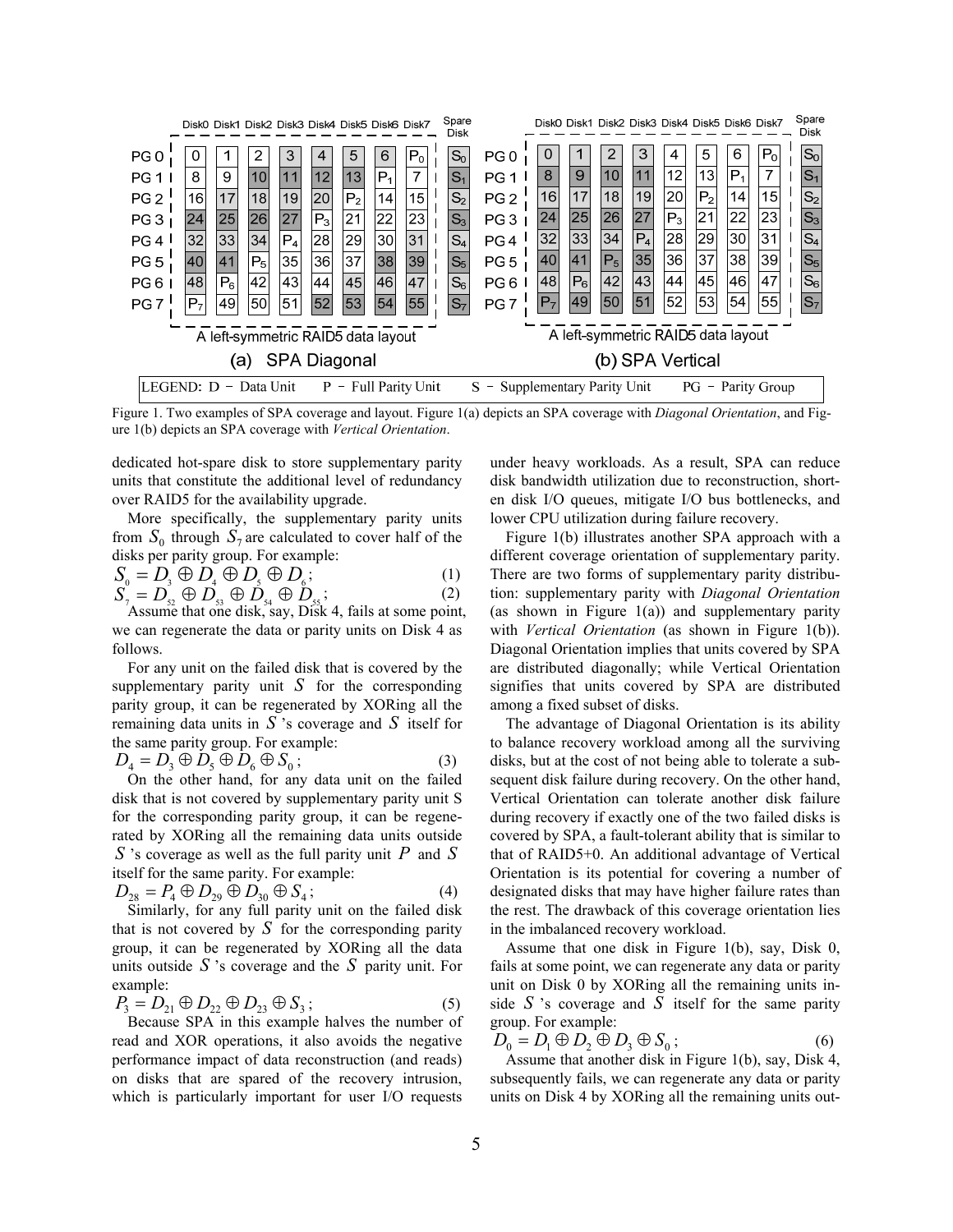**(a) SPA Diagonal** — A left-symmetric RAID5 data layout

| | Disk0 | Disk1 | Disk2 | Disk3 | Disk4 | Disk5 | Disk6 | Disk7 | Spare Disk |
|---|---|---|---|---|---|---|---|---|---|
| PG 0 | 0 | 1 | 2 | 3 | 4 | 5 | 6 | $P_0$ | $S_0$ |
| PG 1 | 8 | 9 | 10 | 11 | 12 | 13 | $P_1$ | 7 | $S_1$ |
| PG 2 | 16 | 17 | 18 | 19 | 20 | $P_2$ | 14 | 15 | $S_2$ |
| PG 3 | 24 | 25 | 26 | 27 | $P_3$ | 21 | 22 | 23 | $S_3$ |
| PG 4 | 32 | 33 | 34 | $P_4$ | 28 | 29 | 30 | 31 | $S_4$ |
| PG 5 | 40 | 41 | $P_5$ | 35 | 36 | 37 | 38 | 39 | $S_5$ |
| PG 6 | 48 | $P_6$ | 42 | 43 | 44 | 45 | 46 | 47 | $S_6$ |
| PG 7 | $P_7$ | 49 | 50 | 51 | 52 | 53 | 54 | 55 | $S_7$ |

**(b) SPA Vertical** — A left-symmetric RAID5 data layout

| | Disk0 | Disk1 | Disk2 | Disk3 | Disk4 | Disk5 | Disk6 | Disk7 | Spare Disk |
|---|---|---|---|---|---|---|---|---|---|
| PG 0 | 0 | 1 | 2 | 3 | 4 | 5 | 6 | $P_0$ | $S_0$ |
| PG 1 | 8 | 9 | 10 | 11 | 12 | 13 | $P_1$ | 7 | $S_1$ |
| PG 2 | 16 | 17 | 18 | 19 | 20 | $P_2$ | 14 | 15 | $S_2$ |
| PG 3 | 24 | 25 | 26 | 27 | $P_3$ | 21 | 22 | 23 | $S_3$ |
| PG 4 | 32 | 33 | 34 | $P_4$ | 28 | 29 | 30 | 31 | $S_4$ |
| PG 5 | 40 | 41 | $P_5$ | 35 | 36 | 37 | 38 | 39 | $S_5$ |
| PG 6 | 48 | $P_6$ | 42 | 43 | 44 | 45 | 46 | 47 | $S_6$ |
| PG 7 | $P_7$ | 49 | 50 | 51 | 52 | 53 | 54 | 55 | $S_7$ |

LEGEND: D – Data Unit P – Full Parity Unit S – Supplementary Parity Unit PG – Parity Group

Figure 1. Two examples of SPA coverage and layout. Figure 1(a) depicts an SPA coverage with *Diagonal Orientation*, and Figure 1(b) depicts an SPA coverage with *Vertical Orientation*.

dedicated hot-spare disk to store supplementary parity units that constitute the additional level of redundancy over RAID5 for the availability upgrade.

More specifically, the supplementary parity units from $S_0$ through $S_7$ are calculated to cover half of the disks per parity group. For example:

$$S_0 = D_3 \oplus D_4 \oplus D_5 \oplus D_6 ; \quad (1)$$

$$S_7 = D_{52} \oplus D_{53} \oplus D_{54} \oplus D_{55} ; \quad (2)$$

Assume that one disk, say, Disk 4, fails at some point, we can regenerate the data or parity units on Disk 4 as follows.

For any unit on the failed disk that is covered by the supplementary parity unit $S$ for the corresponding parity group, it can be regenerated by XORing all the remaining data units in $S$'s coverage and $S$ itself for the same parity group. For example:

$$D_4 = D_3 \oplus D_5 \oplus D_6 \oplus S_0 ; \quad (3)$$

On the other hand, for any data unit on the failed disk that is not covered by supplementary parity unit S for the corresponding parity group, it can be regenerated by XORing all the remaining data units outside $S$'s coverage as well as the full parity unit $P$ and $S$ itself for the same parity. For example:

$$D_{28} = P_4 \oplus D_{29} \oplus D_{30} \oplus S_4 ; \quad (4)$$

Similarly, for any full parity unit on the failed disk that is not covered by $S$ for the corresponding parity group, it can be regenerated by XORing all the data units outside $S$'s coverage and the $S$ parity unit. For example:

$$P_3 = D_{21} \oplus D_{22} \oplus D_{23} \oplus S_3 ; \quad (5)$$

Because SPA in this example halves the number of read and XOR operations, it also avoids the negative performance impact of data reconstruction (and reads) on disks that are spared of the recovery intrusion, which is particularly important for user I/O requests under heavy workloads. As a result, SPA can reduce disk bandwidth utilization due to reconstruction, shorten disk I/O queues, mitigate I/O bus bottlenecks, and lower CPU utilization during failure recovery.

Figure 1(b) illustrates another SPA approach with a different coverage orientation of supplementary parity. There are two forms of supplementary parity distribution: supplementary parity with *Diagonal Orientation* (as shown in Figure 1(a)) and supplementary parity with *Vertical Orientation* (as shown in Figure 1(b)). Diagonal Orientation implies that units covered by SPA are distributed diagonally; while Vertical Orientation signifies that units covered by SPA are distributed among a fixed subset of disks.

The advantage of Diagonal Orientation is its ability to balance recovery workload among all the surviving disks, but at the cost of not being able to tolerate a subsequent disk failure during recovery. On the other hand, Vertical Orientation can tolerate another disk failure during recovery if exactly one of the two failed disks is covered by SPA, a fault-tolerant ability that is similar to that of RAID5+0. An additional advantage of Vertical Orientation is its potential for covering a number of designated disks that may have higher failure rates than the rest. The drawback of this coverage orientation lies in the imbalanced recovery workload.

Assume that one disk in Figure 1(b), say, Disk 0, fails at some point, we can regenerate any data or parity unit on Disk 0 by XORing all the remaining units inside $S$'s coverage and $S$ itself for the same parity group. For example:

$$D_0 = D_1 \oplus D_2 \oplus D_3 \oplus S_0 ; \quad (6)$$

Assume that another disk in Figure 1(b), say, Disk 4, subsequently fails, we can regenerate any data or parity units on Disk 4 by XORing all the remaining units out-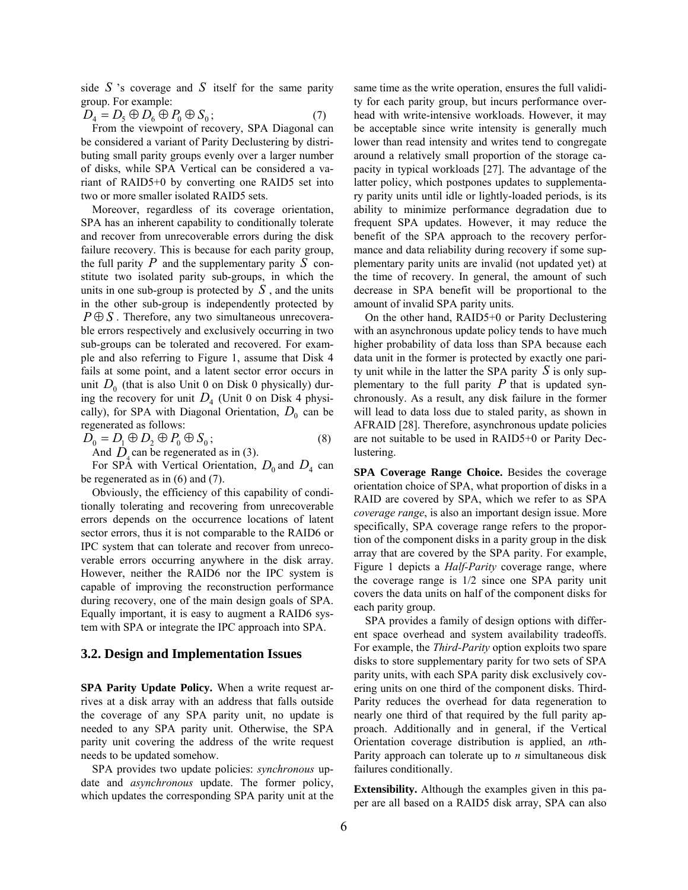side $S$ 's coverage and $S$ itself for the same parity group. For example:

$$D_4 = D_5 \oplus D_6 \oplus P_0 \oplus S_0; \quad (7)$$

From the viewpoint of recovery, SPA Diagonal can be considered a variant of Parity Declustering by distributing small parity groups evenly over a larger number of disks, while SPA Vertical can be considered a variant of RAID5+0 by converting one RAID5 set into two or more smaller isolated RAID5 sets.

Moreover, regardless of its coverage orientation, SPA has an inherent capability to conditionally tolerate and recover from unrecoverable errors during the disk failure recovery. This is because for each parity group, the full parity $P$ and the supplementary parity $S$ constitute two isolated parity sub-groups, in which the units in one sub-group is protected by $S$, and the units in the other sub-group is independently protected by $P \oplus S$. Therefore, any two simultaneous unrecoverable errors respectively and exclusively occurring in two sub-groups can be tolerated and recovered. For example and also referring to Figure 1, assume that Disk 4 fails at some point, and a latent sector error occurs in unit $D_0$ (that is also Unit 0 on Disk 0 physically) during the recovery for unit $D_4$ (Unit 0 on Disk 4 physically), for SPA with Diagonal Orientation, $D_0$ can be regenerated as follows:

$$D_0 = D_1 \oplus D_2 \oplus P_0 \oplus S_0; \quad (8)$$

And $D_4$ can be regenerated as in (3).

For SPA with Vertical Orientation, $D_0$ and $D_4$ can be regenerated as in (6) and (7).

Obviously, the efficiency of this capability of conditionally tolerating and recovering from unrecoverable errors depends on the occurrence locations of latent sector errors, thus it is not comparable to the RAID6 or IPC system that can tolerate and recover from unrecoverable errors occurring anywhere in the disk array. However, neither the RAID6 nor the IPC system is capable of improving the reconstruction performance during recovery, one of the main design goals of SPA. Equally important, it is easy to augment a RAID6 system with SPA or integrate the IPC approach into SPA.

## 3.2. Design and Implementation Issues

**SPA Parity Update Policy.** When a write request arrives at a disk array with an address that falls outside the coverage of any SPA parity unit, no update is needed to any SPA parity unit. Otherwise, the SPA parity unit covering the address of the write request needs to be updated somehow.

SPA provides two update policies: *synchronous* update and *asynchronous* update. The former policy, which updates the corresponding SPA parity unit at the same time as the write operation, ensures the full validity for each parity group, but incurs performance overhead with write-intensive workloads. However, it may be acceptable since write intensity is generally much lower than read intensity and writes tend to congregate around a relatively small proportion of the storage capacity in typical workloads [27]. The advantage of the latter policy, which postpones updates to supplementary parity units until idle or lightly-loaded periods, is its ability to minimize performance degradation due to frequent SPA updates. However, it may reduce the benefit of the SPA approach to the recovery performance and data reliability during recovery if some supplementary parity units are invalid (not updated yet) at the time of recovery. In general, the amount of such decrease in SPA benefit will be proportional to the amount of invalid SPA parity units.

On the other hand, RAID5+0 or Parity Declustering with an asynchronous update policy tends to have much higher probability of data loss than SPA because each data unit in the former is protected by exactly one parity unit while in the latter the SPA parity $S$ is only supplementary to the full parity $P$ that is updated synchronously. As a result, any disk failure in the former will lead to data loss due to staled parity, as shown in AFRAID [28]. Therefore, asynchronous update policies are not suitable to be used in RAID5+0 or Parity Declustering.

**SPA Coverage Range Choice.** Besides the coverage orientation choice of SPA, what proportion of disks in a RAID are covered by SPA, which we refer to as SPA *coverage range*, is also an important design issue. More specifically, SPA coverage range refers to the proportion of the component disks in a parity group in the disk array that are covered by the SPA parity. For example, Figure 1 depicts a *Half-Parity* coverage range, where the coverage range is 1/2 since one SPA parity unit covers the data units on half of the component disks for each parity group.

SPA provides a family of design options with different space overhead and system availability tradeoffs. For example, the *Third-Parity* option exploits two spare disks to store supplementary parity for two sets of SPA parity units, with each SPA parity disk exclusively covering units on one third of the component disks. Third-Parity reduces the overhead for data regeneration to nearly one third of that required by the full parity approach. Additionally and in general, if the Vertical Orientation coverage distribution is applied, an *n*th-Parity approach can tolerate up to *n* simultaneous disk failures conditionally.

**Extensibility.** Although the examples given in this paper are all based on a RAID5 disk array, SPA can also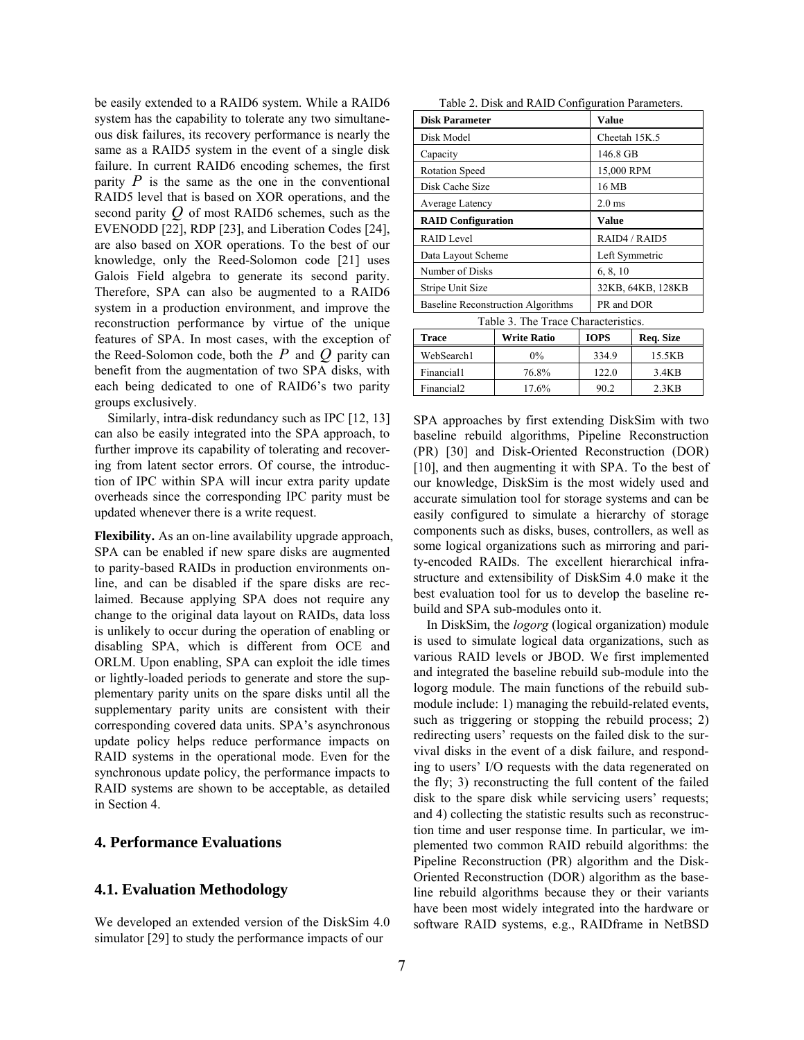be easily extended to a RAID6 system. While a RAID6 system has the capability to tolerate any two simultaneous disk failures, its recovery performance is nearly the same as a RAID5 system in the event of a single disk failure. In current RAID6 encoding schemes, the first parity $P$ is the same as the one in the conventional RAID5 level that is based on XOR operations, and the second parity $Q$ of most RAID6 schemes, such as the EVENODD [22], RDP [23], and Liberation Codes [24], are also based on XOR operations. To the best of our knowledge, only the Reed-Solomon code [21] uses Galois Field algebra to generate its second parity. Therefore, SPA can also be augmented to a RAID6 system in a production environment, and improve the reconstruction performance by virtue of the unique features of SPA. In most cases, with the exception of the Reed-Solomon code, both the $P$ and $Q$ parity can benefit from the augmentation of two SPA disks, with each being dedicated to one of RAID6's two parity groups exclusively.

Similarly, intra-disk redundancy such as IPC [12, 13] can also be easily integrated into the SPA approach, to further improve its capability of tolerating and recovering from latent sector errors. Of course, the introduction of IPC within SPA will incur extra parity update overheads since the corresponding IPC parity must be updated whenever there is a write request.

**Flexibility.** As an on-line availability upgrade approach, SPA can be enabled if new spare disks are augmented to parity-based RAIDs in production environments online, and can be disabled if the spare disks are reclaimed. Because applying SPA does not require any change to the original data layout on RAIDs, data loss is unlikely to occur during the operation of enabling or disabling SPA, which is different from OCE and ORLM. Upon enabling, SPA can exploit the idle times or lightly-loaded periods to generate and store the supplementary parity units on the spare disks until all the supplementary parity units are consistent with their corresponding covered data units. SPA's asynchronous update policy helps reduce performance impacts on RAID systems in the operational mode. Even for the synchronous update policy, the performance impacts to RAID systems are shown to be acceptable, as detailed in Section 4.

## 4. Performance Evaluations

### 4.1. Evaluation Methodology

We developed an extended version of the DiskSim 4.0 simulator [29] to study the performance impacts of our SPA approaches by first extending DiskSim with two baseline rebuild algorithms, Pipeline Reconstruction (PR) [30] and Disk-Oriented Reconstruction (DOR) [10], and then augmenting it with SPA. To the best of our knowledge, DiskSim is the most widely used and accurate simulation tool for storage systems and can be easily configured to simulate a hierarchy of storage components such as disks, buses, controllers, as well as some logical organizations such as mirroring and parity-encoded RAIDs. The excellent hierarchical infrastructure and extensibility of DiskSim 4.0 make it the best evaluation tool for us to develop the baseline rebuild and SPA sub-modules onto it.

In DiskSim, the *logorg* (logical organization) module is used to simulate logical data organizations, such as various RAID levels or JBOD. We first implemented and integrated the baseline rebuild sub-module into the logorg module. The main functions of the rebuild sub-module include: 1) managing the rebuild-related events, such as triggering or stopping the rebuild process; 2) redirecting users' requests on the failed disk to the survival disks in the event of a disk failure, and responding to users' I/O requests with the data regenerated on the fly; 3) reconstructing the full content of the failed disk to the spare disk while servicing users' requests; and 4) collecting the statistic results such as reconstruction time and user response time. In particular, we implemented two common RAID rebuild algorithms: the Pipeline Reconstruction (PR) algorithm and the Disk-Oriented Reconstruction (DOR) algorithm as the baseline rebuild algorithms because they or their variants have been most widely integrated into the hardware or software RAID systems, e.g., RAIDframe in NetBSD

Table 2. Disk and RAID Configuration Parameters.

| Disk Parameter | Value |
|---|---|
| Disk Model | Cheetah 15K.5 |
| Capacity | 146.8 GB |
| Rotation Speed | 15,000 RPM |
| Disk Cache Size | 16 MB |
| Average Latency | 2.0 ms |
| **RAID Configuration** | **Value** |
| RAID Level | RAID4 / RAID5 |
| Data Layout Scheme | Left Symmetric |
| Number of Disks | 6, 8, 10 |
| Stripe Unit Size | 32KB, 64KB, 128KB |
| Baseline Reconstruction Algorithms | PR and DOR |

Table 3. The Trace Characteristics.

| Trace | Write Ratio | IOPS | Req. Size |
|---|---|---|---|
| WebSearch1 | 0% | 334.9 | 15.5KB |
| Financial1 | 76.8% | 122.0 | 3.4KB |
| Financial2 | 17.6% | 90.2 | 2.3KB |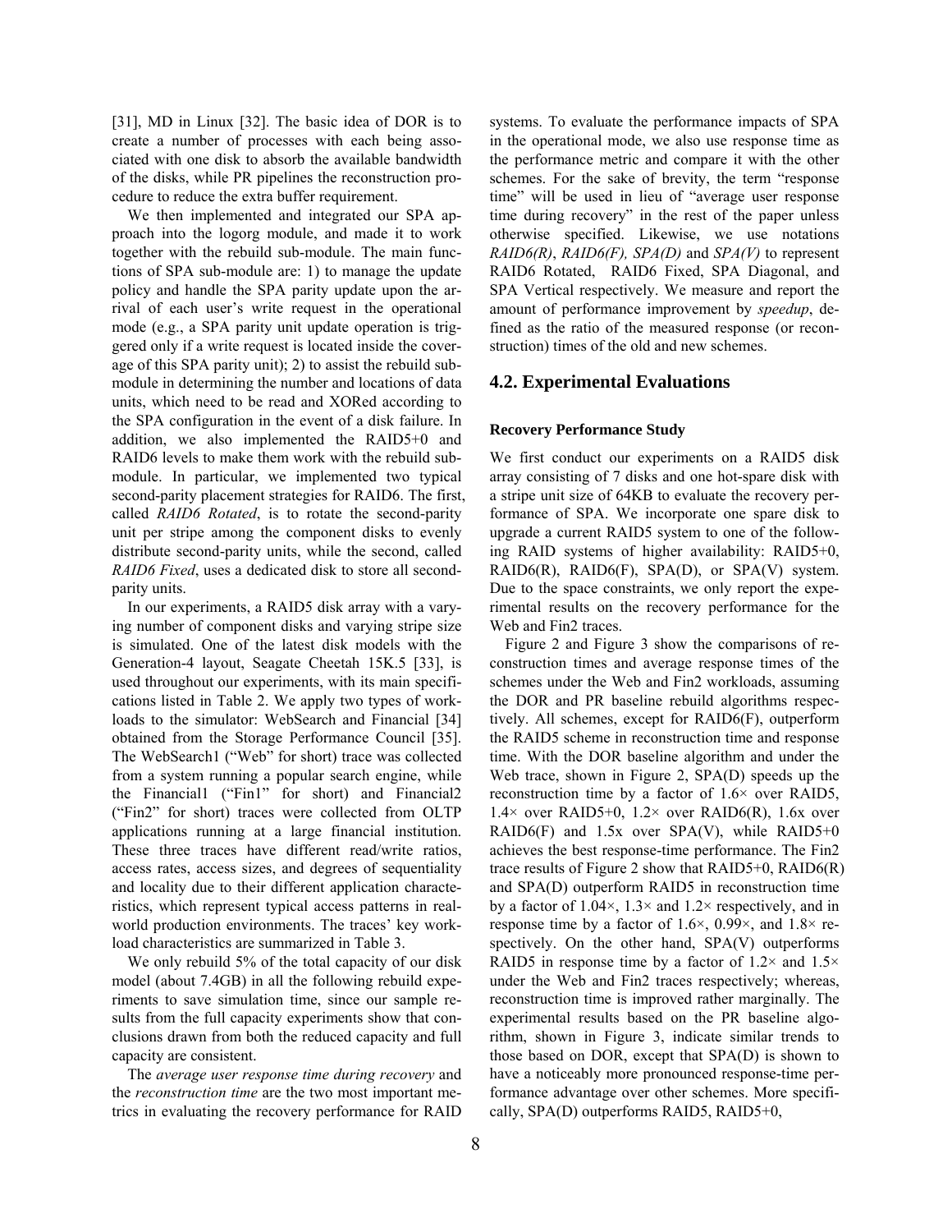[31], MD in Linux [32]. The basic idea of DOR is to create a number of processes with each being associated with one disk to absorb the available bandwidth of the disks, while PR pipelines the reconstruction procedure to reduce the extra buffer requirement.

We then implemented and integrated our SPA approach into the logorg module, and made it to work together with the rebuild sub-module. The main functions of SPA sub-module are: 1) to manage the update policy and handle the SPA parity update upon the arrival of each user's write request in the operational mode (e.g., a SPA parity unit update operation is triggered only if a write request is located inside the coverage of this SPA parity unit); 2) to assist the rebuild sub-module in determining the number and locations of data units, which need to be read and XORed according to the SPA configuration in the event of a disk failure. In addition, we also implemented the RAID5+0 and RAID6 levels to make them work with the rebuild sub-module. In particular, we implemented two typical second-parity placement strategies for RAID6. The first, called *RAID6 Rotated*, is to rotate the second-parity unit per stripe among the component disks to evenly distribute second-parity units, while the second, called *RAID6 Fixed*, uses a dedicated disk to store all second-parity units.

In our experiments, a RAID5 disk array with a varying number of component disks and varying stripe size is simulated. One of the latest disk models with the Generation-4 layout, Seagate Cheetah 15K.5 [33], is used throughout our experiments, with its main specifications listed in Table 2. We apply two types of workloads to the simulator: WebSearch and Financial [34] obtained from the Storage Performance Council [35]. The WebSearch1 ("Web" for short) trace was collected from a system running a popular search engine, while the Financial1 ("Fin1" for short) and Financial2 ("Fin2" for short) traces were collected from OLTP applications running at a large financial institution. These three traces have different read/write ratios, access rates, access sizes, and degrees of sequentiality and locality due to their different application characteristics, which represent typical access patterns in real-world production environments. The traces' key workload characteristics are summarized in Table 3.

We only rebuild 5% of the total capacity of our disk model (about 7.4GB) in all the following rebuild experiments to save simulation time, since our sample results from the full capacity experiments show that conclusions drawn from both the reduced capacity and full capacity are consistent.

The *average user response time during recovery* and the *reconstruction time* are the two most important metrics in evaluating the recovery performance for RAID systems. To evaluate the performance impacts of SPA in the operational mode, we also use response time as the performance metric and compare it with the other schemes. For the sake of brevity, the term "response time" will be used in lieu of "average user response time during recovery" in the rest of the paper unless otherwise specified. Likewise, we use notations *RAID6(R)*, *RAID6(F), SPA(D)* and *SPA(V)* to represent RAID6 Rotated, RAID6 Fixed, SPA Diagonal, and SPA Vertical respectively. We measure and report the amount of performance improvement by *speedup*, defined as the ratio of the measured response (or reconstruction) times of the old and new schemes.

## 4.2. Experimental Evaluations

#### Recovery Performance Study

We first conduct our experiments on a RAID5 disk array consisting of 7 disks and one hot-spare disk with a stripe unit size of 64KB to evaluate the recovery performance of SPA. We incorporate one spare disk to upgrade a current RAID5 system to one of the following RAID systems of higher availability: RAID5+0, RAID6(R), RAID6(F), SPA(D), or SPA(V) system. Due to the space constraints, we only report the experimental results on the recovery performance for the Web and Fin2 traces.

Figure 2 and Figure 3 show the comparisons of reconstruction times and average response times of the schemes under the Web and Fin2 workloads, assuming the DOR and PR baseline rebuild algorithms respectively. All schemes, except for RAID6(F), outperform the RAID5 scheme in reconstruction time and response time. With the DOR baseline algorithm and under the Web trace, shown in Figure 2, SPA(D) speeds up the reconstruction time by a factor of 1.6× over RAID5, 1.4× over RAID5+0, 1.2× over RAID6(R), 1.6x over RAID6(F) and 1.5x over SPA(V), while RAID5+0 achieves the best response-time performance. The Fin2 trace results of Figure 2 show that RAID5+0, RAID6(R) and SPA(D) outperform RAID5 in reconstruction time by a factor of 1.04×, 1.3× and 1.2× respectively, and in response time by a factor of 1.6×, 0.99×, and 1.8× respectively. On the other hand, SPA(V) outperforms RAID5 in response time by a factor of 1.2× and 1.5× under the Web and Fin2 traces respectively; whereas, reconstruction time is improved rather marginally. The experimental results based on the PR baseline algorithm, shown in Figure 3, indicate similar trends to those based on DOR, except that SPA(D) is shown to have a noticeably more pronounced response-time performance advantage over other schemes. More specifically, SPA(D) outperforms RAID5, RAID5+0,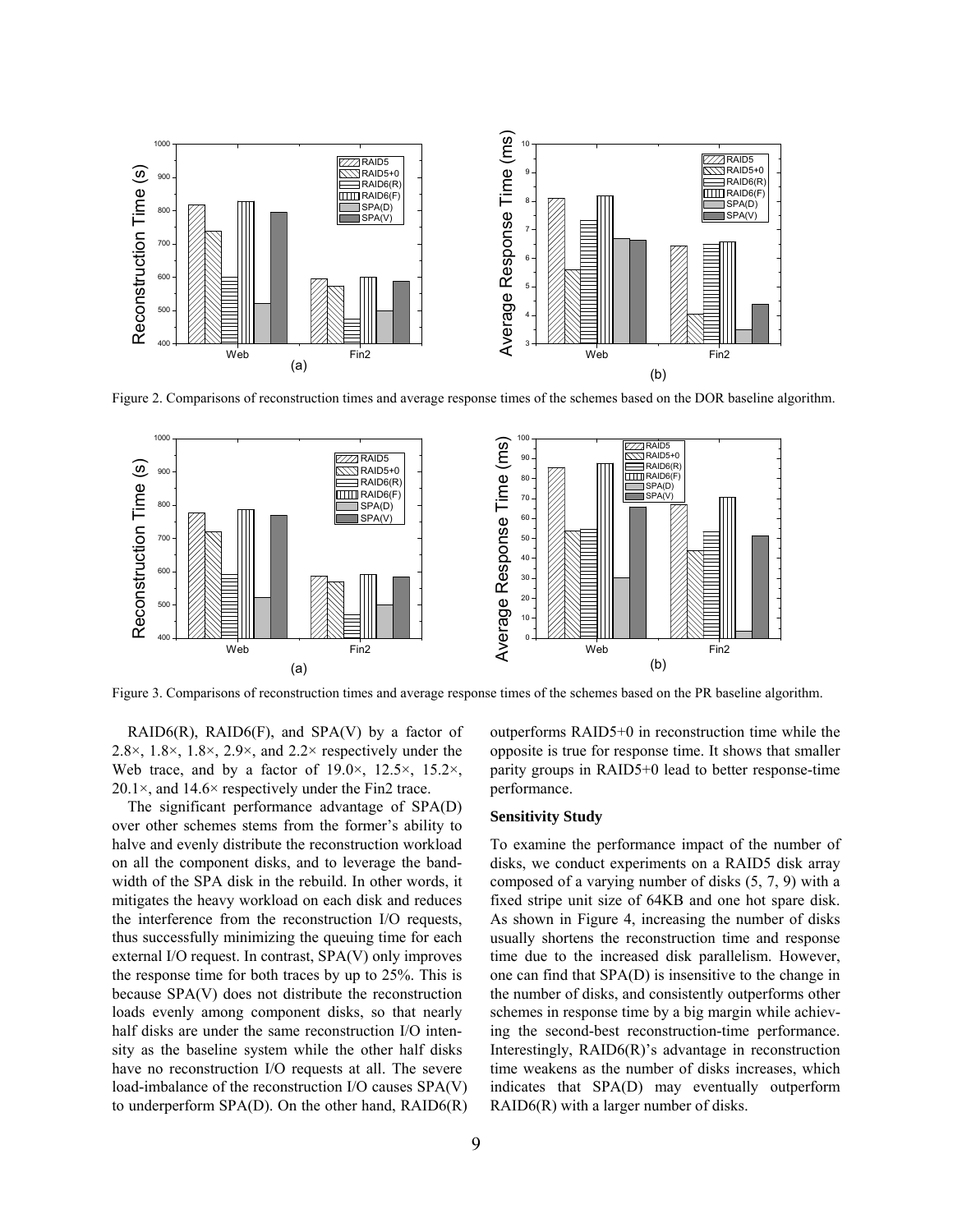Figure 2. Comparisons of reconstruction times and average response times of the schemes based on the DOR baseline algorithm.

Figure 3. Comparisons of reconstruction times and average response times of the schemes based on the PR baseline algorithm.

RAID6(R), RAID6(F), and SPA(V) by a factor of 2.8×, 1.8×, 1.8×, 2.9×, and 2.2× respectively under the Web trace, and by a factor of 19.0×, 12.5×, 15.2×, 20.1×, and 14.6× respectively under the Fin2 trace.

The significant performance advantage of SPA(D) over other schemes stems from the former's ability to halve and evenly distribute the reconstruction workload on all the component disks, and to leverage the bandwidth of the SPA disk in the rebuild. In other words, it mitigates the heavy workload on each disk and reduces the interference from the reconstruction I/O requests, thus successfully minimizing the queuing time for each external I/O request. In contrast, SPA(V) only improves the response time for both traces by up to 25%. This is because SPA(V) does not distribute the reconstruction loads evenly among component disks, so that nearly half disks are under the same reconstruction I/O intensity as the baseline system while the other half disks have no reconstruction I/O requests at all. The severe load-imbalance of the reconstruction I/O causes SPA(V) to underperform SPA(D). On the other hand, RAID6(R) outperforms RAID5+0 in reconstruction time while the opposite is true for response time. It shows that smaller parity groups in RAID5+0 lead to better response-time performance.

### Sensitivity Study

To examine the performance impact of the number of disks, we conduct experiments on a RAID5 disk array composed of a varying number of disks (5, 7, 9) with a fixed stripe unit size of 64KB and one hot spare disk. As shown in Figure 4, increasing the number of disks usually shortens the reconstruction time and response time due to the increased disk parallelism. However, one can find that SPA(D) is insensitive to the change in the number of disks, and consistently outperforms other schemes in response time by a big margin while achieving the second-best reconstruction-time performance. Interestingly, RAID6(R)'s advantage in reconstruction time weakens as the number of disks increases, which indicates that SPA(D) may eventually outperform RAID6(R) with a larger number of disks.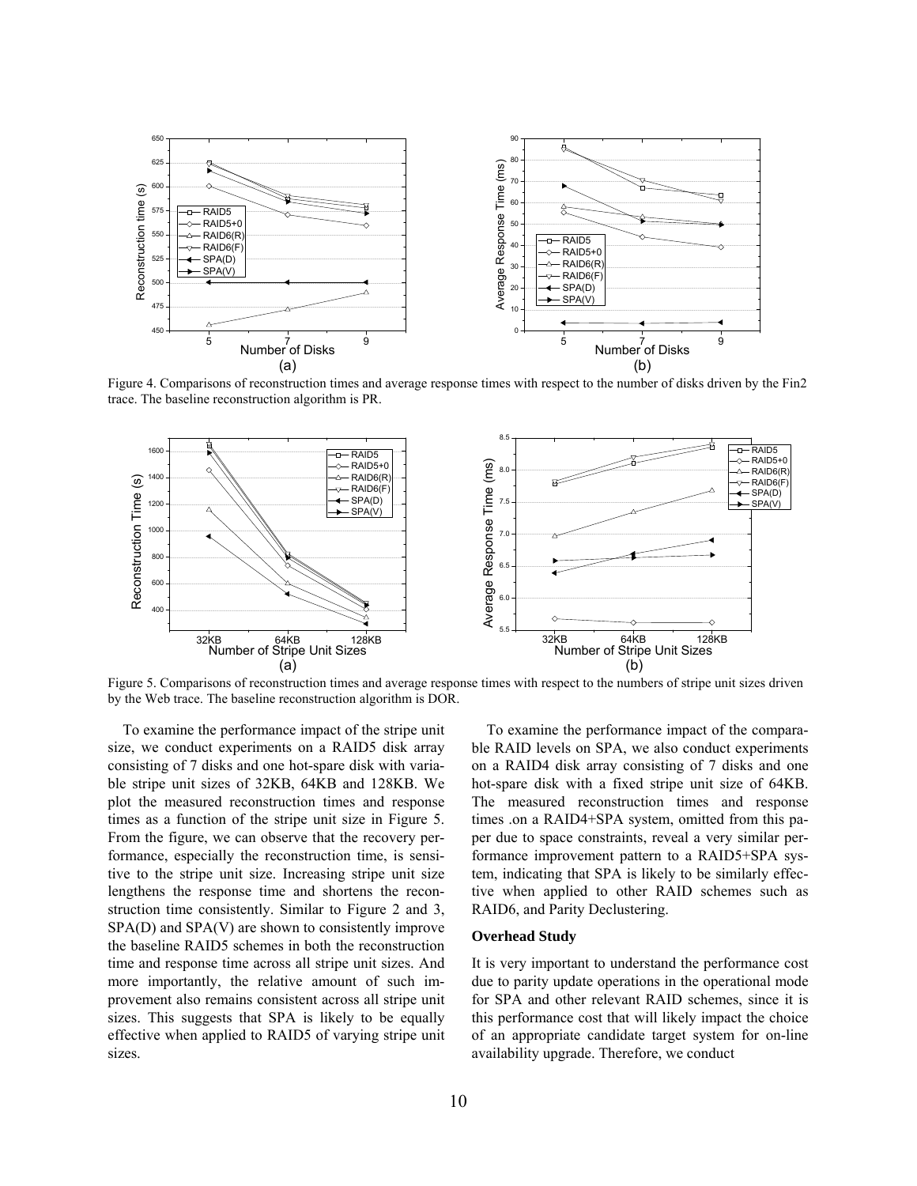Figure 4. Comparisons of reconstruction times and average response times with respect to the number of disks driven by the Fin2 trace. The baseline reconstruction algorithm is PR.

Figure 5. Comparisons of reconstruction times and average response times with respect to the numbers of stripe unit sizes driven by the Web trace. The baseline reconstruction algorithm is DOR.

To examine the performance impact of the stripe unit size, we conduct experiments on a RAID5 disk array consisting of 7 disks and one hot-spare disk with variable stripe unit sizes of 32KB, 64KB and 128KB. We plot the measured reconstruction times and response times as a function of the stripe unit size in Figure 5. From the figure, we can observe that the recovery performance, especially the reconstruction time, is sensitive to the stripe unit size. Increasing stripe unit size lengthens the response time and shortens the reconstruction time consistently. Similar to Figure 2 and 3, SPA(D) and SPA(V) are shown to consistently improve the baseline RAID5 schemes in both the reconstruction time and response time across all stripe unit sizes. And more importantly, the relative amount of such improvement also remains consistent across all stripe unit sizes. This suggests that SPA is likely to be equally effective when applied to RAID5 of varying stripe unit sizes.

To examine the performance impact of the comparable RAID levels on SPA, we also conduct experiments on a RAID4 disk array consisting of 7 disks and one hot-spare disk with a fixed stripe unit size of 64KB. The measured reconstruction times and response times .on a RAID4+SPA system, omitted from this paper due to space constraints, reveal a very similar performance improvement pattern to a RAID5+SPA system, indicating that SPA is likely to be similarly effective when applied to other RAID schemes such as RAID6, and Parity Declustering.

**Overhead Study**

It is very important to understand the performance cost due to parity update operations in the operational mode for SPA and other relevant RAID schemes, since it is this performance cost that will likely impact the choice of an appropriate candidate target system for on-line availability upgrade. Therefore, we conduct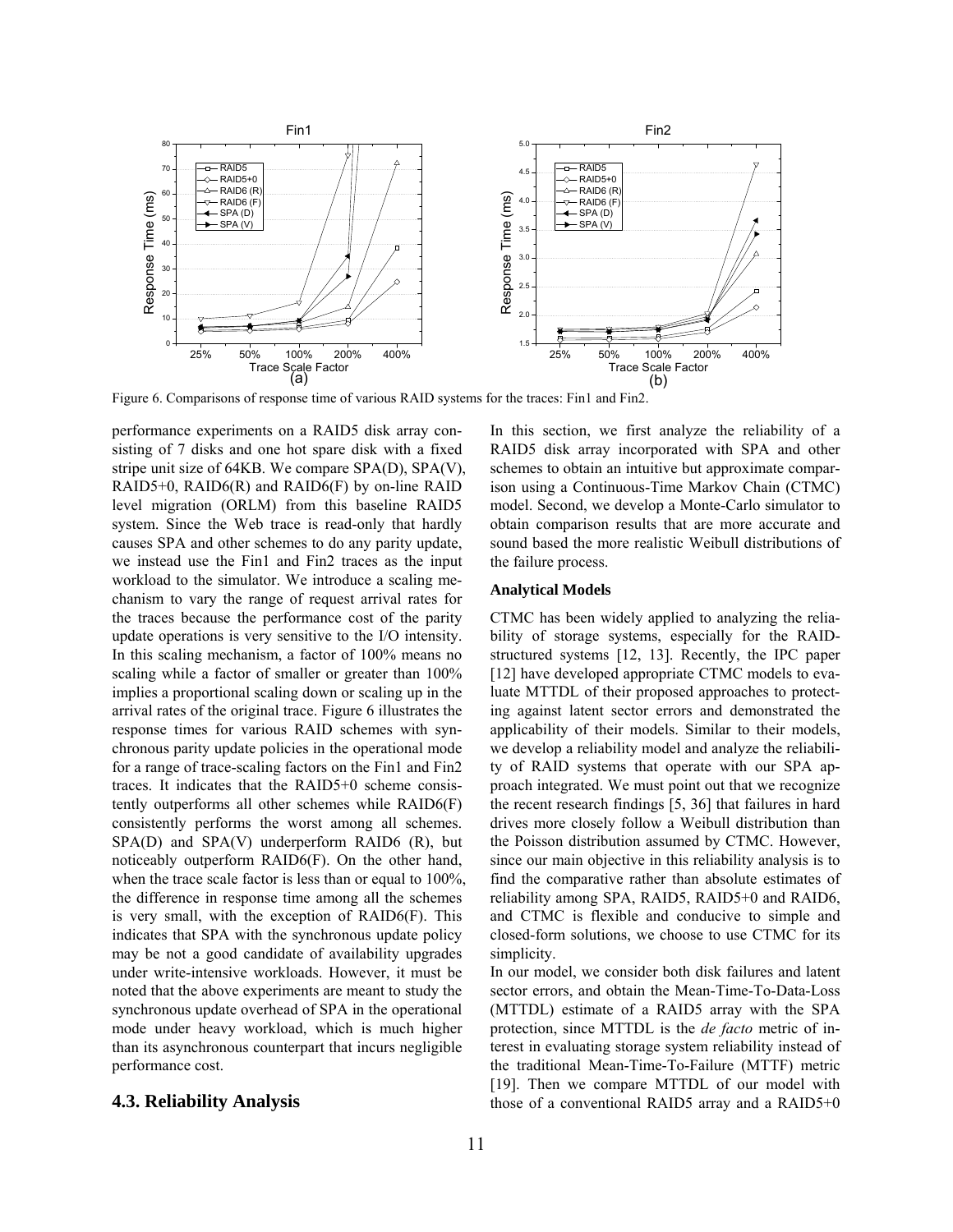Figure 6. Comparisons of response time of various RAID systems for the traces: Fin1 and Fin2.

performance experiments on a RAID5 disk array consisting of 7 disks and one hot spare disk with a fixed stripe unit size of 64KB. We compare SPA(D), SPA(V), RAID5+0, RAID6(R) and RAID6(F) by on-line RAID level migration (ORLM) from this baseline RAID5 system. Since the Web trace is read-only that hardly causes SPA and other schemes to do any parity update, we instead use the Fin1 and Fin2 traces as the input workload to the simulator. We introduce a scaling mechanism to vary the range of request arrival rates for the traces because the performance cost of the parity update operations is very sensitive to the I/O intensity. In this scaling mechanism, a factor of 100% means no scaling while a factor of smaller or greater than 100% implies a proportional scaling down or scaling up in the arrival rates of the original trace. Figure 6 illustrates the response times for various RAID schemes with synchronous parity update policies in the operational mode for a range of trace-scaling factors on the Fin1 and Fin2 traces. It indicates that the RAID5+0 scheme consistently outperforms all other schemes while RAID6(F) consistently performs the worst among all schemes. SPA(D) and SPA(V) underperform RAID6 (R), but noticeably outperform RAID6(F). On the other hand, when the trace scale factor is less than or equal to 100%, the difference in response time among all the schemes is very small, with the exception of RAID6(F). This indicates that SPA with the synchronous update policy may be not a good candidate of availability upgrades under write-intensive workloads. However, it must be noted that the above experiments are meant to study the synchronous update overhead of SPA in the operational mode under heavy workload, which is much higher than its asynchronous counterpart that incurs negligible performance cost.

## 4.3. Reliability Analysis

In this section, we first analyze the reliability of a RAID5 disk array incorporated with SPA and other schemes to obtain an intuitive but approximate comparison using a Continuous-Time Markov Chain (CTMC) model. Second, we develop a Monte-Carlo simulator to obtain comparison results that are more accurate and sound based the more realistic Weibull distributions of the failure process.

### Analytical Models

CTMC has been widely applied to analyzing the reliability of storage systems, especially for the RAID-structured systems [12, 13]. Recently, the IPC paper [12] have developed appropriate CTMC models to evaluate MTTDL of their proposed approaches to protecting against latent sector errors and demonstrated the applicability of their models. Similar to their models, we develop a reliability model and analyze the reliability of RAID systems that operate with our SPA approach integrated. We must point out that we recognize the recent research findings [5, 36] that failures in hard drives more closely follow a Weibull distribution than the Poisson distribution assumed by CTMC. However, since our main objective in this reliability analysis is to find the comparative rather than absolute estimates of reliability among SPA, RAID5, RAID5+0 and RAID6, and CTMC is flexible and conducive to simple and closed-form solutions, we choose to use CTMC for its simplicity.

In our model, we consider both disk failures and latent sector errors, and obtain the Mean-Time-To-Data-Loss (MTTDL) estimate of a RAID5 array with the SPA protection, since MTTDL is the *de facto* metric of interest in evaluating storage system reliability instead of the traditional Mean-Time-To-Failure (MTTF) metric [19]. Then we compare MTTDL of our model with those of a conventional RAID5 array and a RAID5+0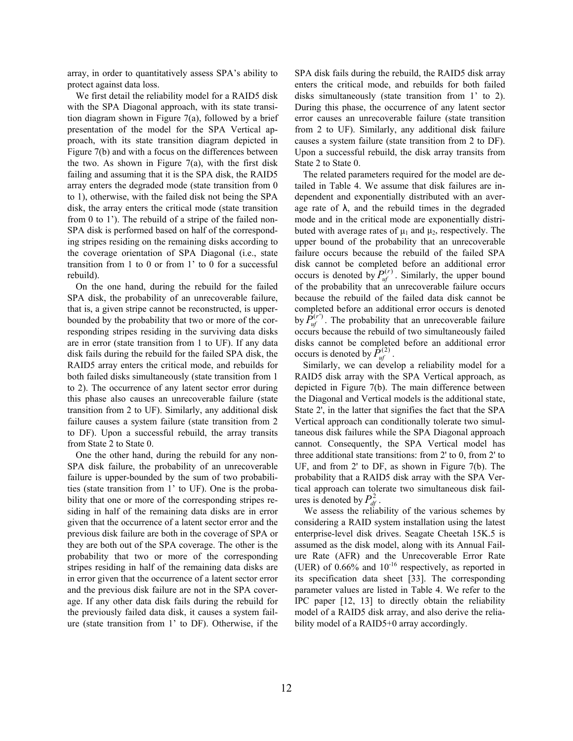array, in order to quantitatively assess SPA's ability to protect against data loss.

We first detail the reliability model for a RAID5 disk with the SPA Diagonal approach, with its state transition diagram shown in Figure 7(a), followed by a brief presentation of the model for the SPA Vertical approach, with its state transition diagram depicted in Figure 7(b) and with a focus on the differences between the two. As shown in Figure 7(a), with the first disk failing and assuming that it is the SPA disk, the RAID5 array enters the degraded mode (state transition from 0 to 1), otherwise, with the failed disk not being the SPA disk, the array enters the critical mode (state transition from 0 to 1'). The rebuild of a stripe of the failed non-SPA disk is performed based on half of the corresponding stripes residing on the remaining disks according to the coverage orientation of SPA Diagonal (i.e., state transition from 1 to 0 or from 1' to 0 for a successful rebuild).

On the one hand, during the rebuild for the failed SPA disk, the probability of an unrecoverable failure, that is, a given stripe cannot be reconstructed, is upper-bounded by the probability that two or more of the corresponding stripes residing in the surviving data disks are in error (state transition from 1 to UF). If any data disk fails during the rebuild for the failed SPA disk, the RAID5 array enters the critical mode, and rebuilds for both failed disks simultaneously (state transition from 1 to 2). The occurrence of any latent sector error during this phase also causes an unrecoverable failure (state transition from 2 to UF). Similarly, any additional disk failure causes a system failure (state transition from 2 to DF). Upon a successful rebuild, the array transits from State 2 to State 0.

One the other hand, during the rebuild for any non-SPA disk failure, the probability of an unrecoverable failure is upper-bounded by the sum of two probabilities (state transition from 1' to UF). One is the probability that one or more of the corresponding stripes residing in half of the remaining data disks are in error given that the occurrence of a latent sector error and the previous disk failure are both in the coverage of SPA or they are both out of the SPA coverage. The other is the probability that two or more of the corresponding stripes residing in half of the remaining data disks are in error given that the occurrence of a latent sector error and the previous disk failure are not in the SPA coverage. If any other data disk fails during the rebuild for the previously failed data disk, it causes a system failure (state transition from 1' to DF). Otherwise, if the SPA disk fails during the rebuild, the RAID5 disk array enters the critical mode, and rebuilds for both failed disks simultaneously (state transition from 1' to 2). During this phase, the occurrence of any latent sector error causes an unrecoverable failure (state transition from 2 to UF). Similarly, any additional disk failure causes a system failure (state transition from 2 to DF). Upon a successful rebuild, the disk array transits from State 2 to State 0.

The related parameters required for the model are detailed in Table 4. We assume that disk failures are independent and exponentially distributed with an average rate of λ, and the rebuild times in the degraded mode and in the critical mode are exponentially distributed with average rates of $\mu_1$ and $\mu_2$, respectively. The upper bound of the probability that an unrecoverable failure occurs because the rebuild of the failed SPA disk cannot be completed before an additional error occurs is denoted by $P_{uf}^{(r)}$. Similarly, the upper bound of the probability that an unrecoverable failure occurs because the rebuild of the failed data disk cannot be completed before an additional error occurs is denoted by $P_{uf}^{(r')}$. The probability that an unrecoverable failure occurs because the rebuild of two simultaneously failed disks cannot be completed before an additional error occurs is denoted by $P_{uf}^{(2)}$.

Similarly, we can develop a reliability model for a RAID5 disk array with the SPA Vertical approach, as depicted in Figure 7(b). The main difference between the Diagonal and Vertical models is the additional state, State 2', in the latter that signifies the fact that the SPA Vertical approach can conditionally tolerate two simultaneous disk failures while the SPA Diagonal approach cannot. Consequently, the SPA Vertical model has three additional state transitions: from 2' to 0, from 2' to UF, and from 2' to DF, as shown in Figure 7(b). The probability that a RAID5 disk array with the SPA Vertical approach can tolerate two simultaneous disk failures is denoted by $P_{df}^{2}$.

We assess the reliability of the various schemes by considering a RAID system installation using the latest enterprise-level disk drives. Seagate Cheetah 15K.5 is assumed as the disk model, along with its Annual Failure Rate (AFR) and the Unrecoverable Error Rate (UER) of 0.66% and $10^{-16}$ respectively, as reported in its specification data sheet [33]. The corresponding parameter values are listed in Table 4. We refer to the IPC paper [12, 13] to directly obtain the reliability model of a RAID5 disk array, and also derive the reliability model of a RAID5+0 array accordingly.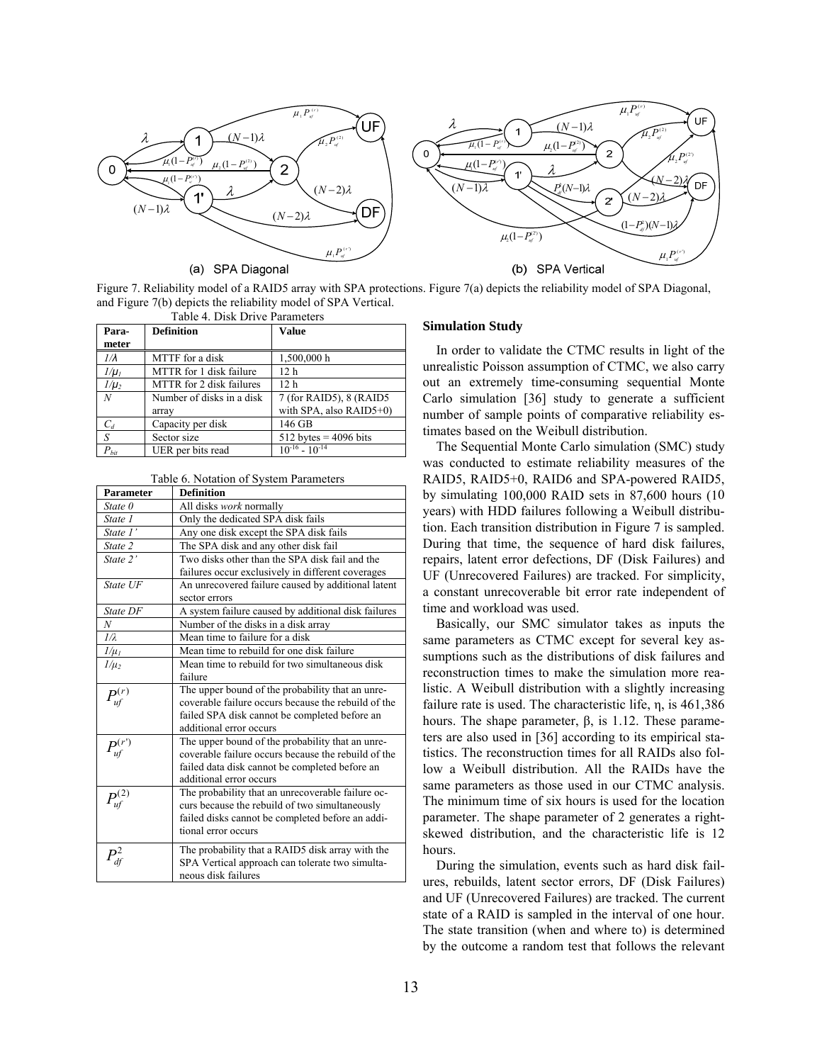Figure 7. Reliability model of a RAID5 array with SPA protections. Figure 7(a) depicts the reliability model of SPA Diagonal, and Figure 7(b) depicts the reliability model of SPA Vertical.

Table 4. Disk Drive Parameters

| Parameter | Definition | Value |
|---|---|---|
| $1/\lambda$ | MTTF for a disk | 1,500,000 h |
| $1/\mu_1$ | MTTR for 1 disk failure | 12 h |
| $1/\mu_2$ | MTTR for 2 disk failures | 12 h |
| $N$ | Number of disks in a disk array | 7 (for RAID5), 8 (RAID5 with SPA, also RAID5+0) |
| $C_d$ | Capacity per disk | 146 GB |
| $S$ | Sector size | 512 bytes = 4096 bits |
| $P_{bit}$ | UER per bits read | $10^{-16}$ - $10^{-14}$ |

Table 6. Notation of System Parameters

| Parameter | Definition |
|---|---|
| *State 0* | All disks *work* normally |
| *State 1* | Only the dedicated SPA disk fails |
| *State 1'* | Any one disk except the SPA disk fails |
| *State 2* | The SPA disk and any other disk fail |
| *State 2'* | Two disks other than the SPA disk fail and the failures occur exclusively in different coverages |
| *State UF* | An unrecovered failure caused by additional latent sector errors |
| *State DF* | A system failure caused by additional disk failures |
| $N$ | Number of the disks in a disk array |
| $1/\lambda$ | Mean time to failure for a disk |
| $1/\mu_1$ | Mean time to rebuild for one disk failure |
| $1/\mu_2$ | Mean time to rebuild for two simultaneous disk failure |
| $P_{uf}^{(r)}$ | The upper bound of the probability that an unrecoverable failure occurs because the rebuild of the failed SPA disk cannot be completed before an additional error occurs |
| $P_{uf}^{(r')}$ | The upper bound of the probability that an unrecoverable failure occurs because the rebuild of the failed data disk cannot be completed before an additional error occurs |
| $P_{uf}^{(2)}$ | The probability that an unrecoverable failure occurs because the rebuild of two simultaneously failed disks cannot be completed before an additional error occurs |
| $P_{df}^{2}$ | The probability that a RAID5 disk array with the SPA Vertical approach can tolerate two simultaneous disk failures |

### Simulation Study

In order to validate the CTMC results in light of the unrealistic Poisson assumption of CTMC, we also carry out an extremely time-consuming sequential Monte Carlo simulation [36] study to generate a sufficient number of sample points of comparative reliability estimates based on the Weibull distribution.

The Sequential Monte Carlo simulation (SMC) study was conducted to estimate reliability measures of the RAID5, RAID5+0, RAID6 and SPA-powered RAID5, by simulating 100,000 RAID sets in 87,600 hours (10 years) with HDD failures following a Weibull distribution. Each transition distribution in Figure 7 is sampled. During that time, the sequence of hard disk failures, repairs, latent error defections, DF (Disk Failures) and UF (Unrecovered Failures) are tracked. For simplicity, a constant unrecoverable bit error rate independent of time and workload was used.

Basically, our SMC simulator takes as inputs the same parameters as CTMC except for several key assumptions such as the distributions of disk failures and reconstruction times to make the simulation more realistic. A Weibull distribution with a slightly increasing failure rate is used. The characteristic life, η, is 461,386 hours. The shape parameter, β, is 1.12. These parameters are also used in [36] according to its empirical statistics. The reconstruction times for all RAIDs also follow a Weibull distribution. All the RAIDs have the same parameters as those used in our CTMC analysis. The minimum time of six hours is used for the location parameter. The shape parameter of 2 generates a right-skewed distribution, and the characteristic life is 12 hours.

During the simulation, events such as hard disk failures, rebuilds, latent sector errors, DF (Disk Failures) and UF (Unrecovered Failures) are tracked. The current state of a RAID is sampled in the interval of one hour. The state transition (when and where to) is determined by the outcome a random test that follows the relevant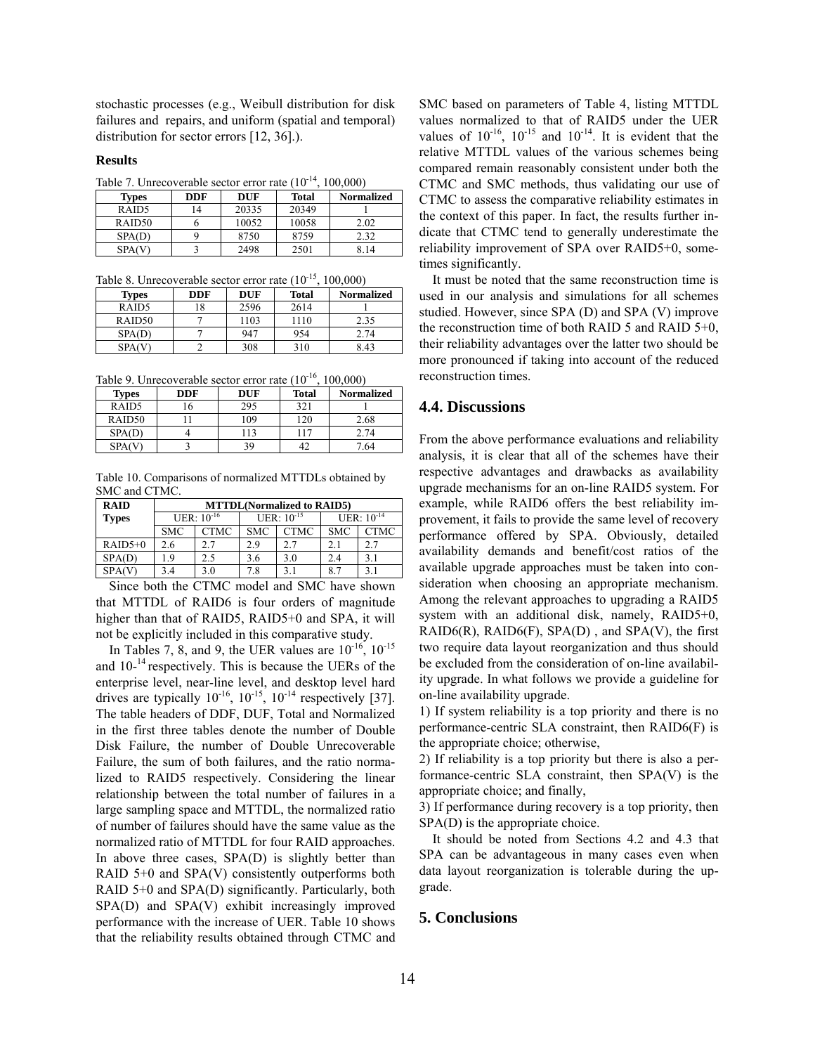stochastic processes (e.g., Weibull distribution for disk failures and repairs, and uniform (spatial and temporal) distribution for sector errors [12, 36].).

**Results**

Table 7. Unrecoverable sector error rate ($10^{-14}$, 100,000)

| Types | DDF | DUF | Total | Normalized |
|---|---|---|---|---|
| RAID5 | 14 | 20335 | 20349 | 1 |
| RAID50 | 6 | 10052 | 10058 | 2.02 |
| SPA(D) | 9 | 8750 | 8759 | 2.32 |
| SPA(V) | 3 | 2498 | 2501 | 8.14 |

Table 8. Unrecoverable sector error rate ($10^{-15}$, 100,000)

| Types | DDF | DUF | Total | Normalized |
|---|---|---|---|---|
| RAID5 | 18 | 2596 | 2614 | 1 |
| RAID50 | 7 | 1103 | 1110 | 2.35 |
| SPA(D) | 7 | 947 | 954 | 2.74 |
| SPA(V) | 2 | 308 | 310 | 8.43 |

Table 9. Unrecoverable sector error rate ($10^{-16}$, 100,000)

| Types | DDF | DUF | Total | Normalized |
|---|---|---|---|---|
| RAID5 | 16 | 295 | 321 | 1 |
| RAID50 | 11 | 109 | 120 | 2.68 |
| SPA(D) | 4 | 113 | 117 | 2.74 |
| SPA(V) | 3 | 39 | 42 | 7.64 |

Table 10. Comparisons of normalized MTTDLs obtained by SMC and CTMC.

| RAID Types | MTTDL(Normalized to RAID5) | | | | | |
|---|---|---|---|---|---|---|
| | UER: $10^{-16}$ | | UER: $10^{-15}$ | | UER: $10^{-14}$ | |
| | SMC | CTMC | SMC | CTMC | SMC | CTMC |
| RAID5+0 | 2.6 | 2.7 | 2.9 | 2.7 | 2.1 | 2.7 |
| SPA(D) | 1.9 | 2.5 | 3.6 | 3.0 | 2.4 | 3.1 |
| SPA(V) | 3.4 | 3.0 | 7.8 | 3.1 | 8.7 | 3.1 |

Since both the CTMC model and SMC have shown that MTTDL of RAID6 is four orders of magnitude higher than that of RAID5, RAID5+0 and SPA, it will not be explicitly included in this comparative study.

In Tables 7, 8, and 9, the UER values are $10^{-16}$, $10^{-15}$ and $10^{-14}$ respectively. This is because the UERs of the enterprise level, near-line level, and desktop level hard drives are typically $10^{-16}$, $10^{-15}$, $10^{-14}$ respectively [37]. The table headers of DDF, DUF, Total and Normalized in the first three tables denote the number of Double Disk Failure, the number of Double Unrecoverable Failure, the sum of both failures, and the ratio normalized to RAID5 respectively. Considering the linear relationship between the total number of failures in a large sampling space and MTTDL, the normalized ratio of number of failures should have the same value as the normalized ratio of MTTDL for four RAID approaches. In above three cases, SPA(D) is slightly better than RAID 5+0 and SPA(V) consistently outperforms both RAID 5+0 and SPA(D) significantly. Particularly, both SPA(D) and SPA(V) exhibit increasingly improved performance with the increase of UER. Table 10 shows that the reliability results obtained through CTMC and SMC based on parameters of Table 4, listing MTTDL values normalized to that of RAID5 under the UER values of $10^{-16}$, $10^{-15}$ and $10^{-14}$. It is evident that the relative MTTDL values of the various schemes being compared remain reasonably consistent under both the CTMC and SMC methods, thus validating our use of CTMC to assess the comparative reliability estimates in the context of this paper. In fact, the results further indicate that CTMC tend to generally underestimate the reliability improvement of SPA over RAID5+0, sometimes significantly.

It must be noted that the same reconstruction time is used in our analysis and simulations for all schemes studied. However, since SPA (D) and SPA (V) improve the reconstruction time of both RAID 5 and RAID 5+0, their reliability advantages over the latter two should be more pronounced if taking into account of the reduced reconstruction times.

## 4.4. Discussions

From the above performance evaluations and reliability analysis, it is clear that all of the schemes have their respective advantages and drawbacks as availability upgrade mechanisms for an on-line RAID5 system. For example, while RAID6 offers the best reliability improvement, it fails to provide the same level of recovery performance offered by SPA. Obviously, detailed availability demands and benefit/cost ratios of the available upgrade approaches must be taken into consideration when choosing an appropriate mechanism. Among the relevant approaches to upgrading a RAID5 system with an additional disk, namely, RAID5+0, RAID6(R), RAID6(F), SPA(D) , and SPA(V), the first two require data layout reorganization and thus should be excluded from the consideration of on-line availability upgrade. In what follows we provide a guideline for on-line availability upgrade.

1) If system reliability is a top priority and there is no performance-centric SLA constraint, then RAID6(F) is the appropriate choice; otherwise,

2) If reliability is a top priority but there is also a performance-centric SLA constraint, then SPA(V) is the appropriate choice; and finally,

3) If performance during recovery is a top priority, then SPA(D) is the appropriate choice.

It should be noted from Sections 4.2 and 4.3 that SPA can be advantageous in many cases even when data layout reorganization is tolerable during the upgrade.

## 5. Conclusions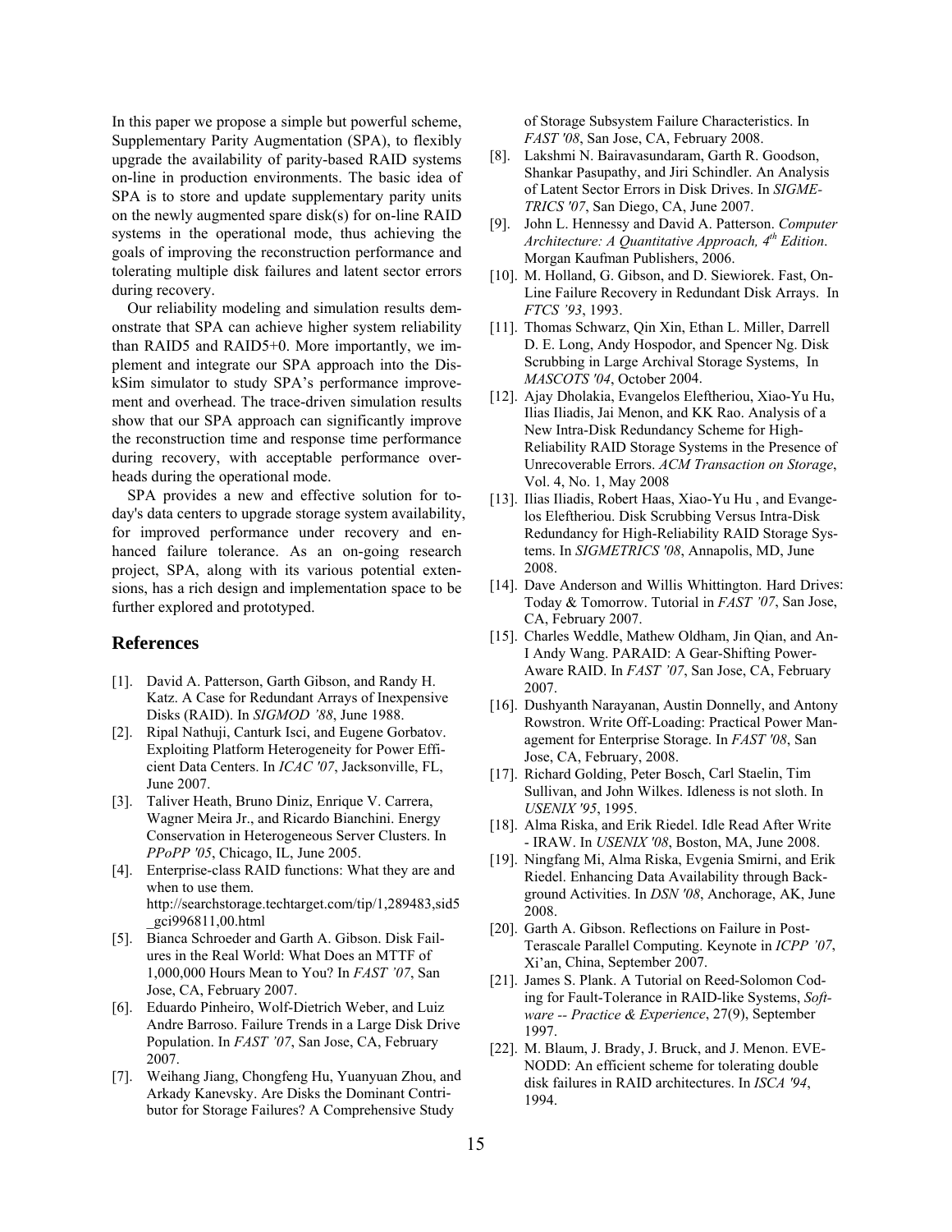In this paper we propose a simple but powerful scheme, Supplementary Parity Augmentation (SPA), to flexibly upgrade the availability of parity-based RAID systems on-line in production environments. The basic idea of SPA is to store and update supplementary parity units on the newly augmented spare disk(s) for on-line RAID systems in the operational mode, thus achieving the goals of improving the reconstruction performance and tolerating multiple disk failures and latent sector errors during recovery.

Our reliability modeling and simulation results demonstrate that SPA can achieve higher system reliability than RAID5 and RAID5+0. More importantly, we implement and integrate our SPA approach into the DiskSim simulator to study SPA's performance improvement and overhead. The trace-driven simulation results show that our SPA approach can significantly improve the reconstruction time and response time performance during recovery, with acceptable performance overheads during the operational mode.

SPA provides a new and effective solution for today's data centers to upgrade storage system availability, for improved performance under recovery and enhanced failure tolerance. As an on-going research project, SPA, along with its various potential extensions, has a rich design and implementation space to be further explored and prototyped.

## References

- [1]. David A. Patterson, Garth Gibson, and Randy H. Katz. A Case for Redundant Arrays of Inexpensive Disks (RAID). In *SIGMOD '88*, June 1988.
- [2]. Ripal Nathuji, Canturk Isci, and Eugene Gorbatov. Exploiting Platform Heterogeneity for Power Efficient Data Centers. In *ICAC '07*, Jacksonville, FL, June 2007.
- [3]. Taliver Heath, Bruno Diniz, Enrique V. Carrera, Wagner Meira Jr., and Ricardo Bianchini. Energy Conservation in Heterogeneous Server Clusters. In *PPoPP '05*, Chicago, IL, June 2005.
- [4]. Enterprise-class RAID functions: What they are and when to use them. http://searchstorage.techtarget.com/tip/1,289483,sid5_gci996811,00.html
- [5]. Bianca Schroeder and Garth A. Gibson. Disk Failures in the Real World: What Does an MTTF of 1,000,000 Hours Mean to You? In *FAST '07*, San Jose, CA, February 2007.
- [6]. Eduardo Pinheiro, Wolf-Dietrich Weber, and Luiz Andre Barroso. Failure Trends in a Large Disk Drive Population. In *FAST '07*, San Jose, CA, February 2007.
- [7]. Weihang Jiang, Chongfeng Hu, Yuanyuan Zhou, and Arkady Kanevsky. Are Disks the Dominant Contributor for Storage Failures? A Comprehensive Study of Storage Subsystem Failure Characteristics. In *FAST '08*, San Jose, CA, February 2008.
- [8]. Lakshmi N. Bairavasundaram, Garth R. Goodson, Shankar Pasupathy, and Jiri Schindler. An Analysis of Latent Sector Errors in Disk Drives. In *SIGMETRICS '07*, San Diego, CA, June 2007.
- [9]. John L. Hennessy and David A. Patterson. *Computer Architecture: A Quantitative Approach, 4th Edition*. Morgan Kaufman Publishers, 2006.
- [10]. M. Holland, G. Gibson, and D. Siewiorek. Fast, On-Line Failure Recovery in Redundant Disk Arrays. In *FTCS '93*, 1993.
- [11]. Thomas Schwarz, Qin Xin, Ethan L. Miller, Darrell D. E. Long, Andy Hospodor, and Spencer Ng. Disk Scrubbing in Large Archival Storage Systems, In *MASCOTS '04*, October 2004.
- [12]. Ajay Dholakia, Evangelos Eleftheriou, Xiao-Yu Hu, Ilias Iliadis, Jai Menon, and KK Rao. Analysis of a New Intra-Disk Redundancy Scheme for High-Reliability RAID Storage Systems in the Presence of Unrecoverable Errors. *ACM Transaction on Storage*, Vol. 4, No. 1, May 2008
- [13]. Ilias Iliadis, Robert Haas, Xiao-Yu Hu , and Evangelos Eleftheriou. Disk Scrubbing Versus Intra-Disk Redundancy for High-Reliability RAID Storage Systems. In *SIGMETRICS '08*, Annapolis, MD, June 2008.
- [14]. Dave Anderson and Willis Whittington. Hard Drives: Today & Tomorrow. Tutorial in *FAST '07*, San Jose, CA, February 2007.
- [15]. Charles Weddle, Mathew Oldham, Jin Qian, and An-I Andy Wang. PARAID: A Gear-Shifting Power-Aware RAID. In *FAST '07*, San Jose, CA, February 2007.
- [16]. Dushyanth Narayanan, Austin Donnelly, and Antony Rowstron. Write Off-Loading: Practical Power Management for Enterprise Storage. In *FAST '08*, San Jose, CA, February, 2008.
- [17]. Richard Golding, Peter Bosch, Carl Staelin, Tim Sullivan, and John Wilkes. Idleness is not sloth. In *USENIX '95*, 1995.
- [18]. Alma Riska, and Erik Riedel. Idle Read After Write - IRAW. In *USENIX '08*, Boston, MA, June 2008.
- [19]. Ningfang Mi, Alma Riska, Evgenia Smirni, and Erik Riedel. Enhancing Data Availability through Background Activities. In *DSN '08*, Anchorage, AK, June 2008.
- [20]. Garth A. Gibson. Reflections on Failure in Post-Terascale Parallel Computing. Keynote in *ICPP '07*, Xi'an, China, September 2007.
- [21]. James S. Plank. A Tutorial on Reed-Solomon Coding for Fault-Tolerance in RAID-like Systems, *Software -- Practice & Experience*, 27(9), September 1997.
- [22]. M. Blaum, J. Brady, J. Bruck, and J. Menon. EVENODD: An efficient scheme for tolerating double disk failures in RAID architectures. In *ISCA '94*, 1994.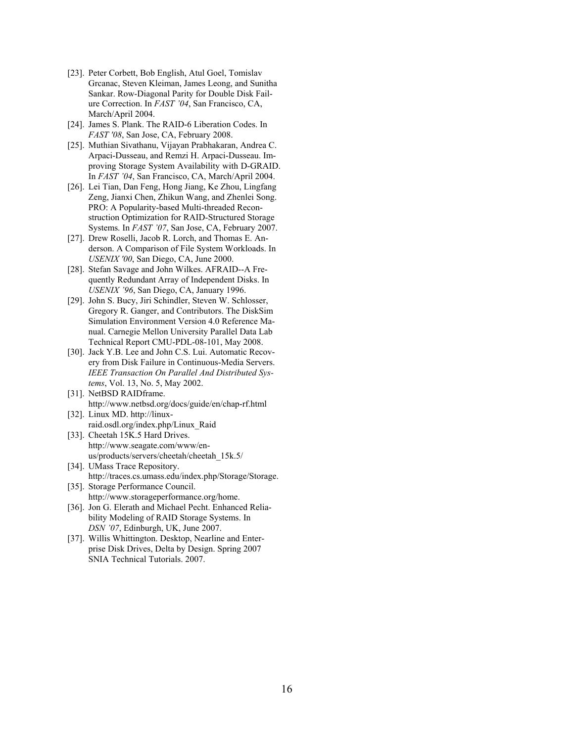[23]. Peter Corbett, Bob English, Atul Goel, Tomislav Grcanac, Steven Kleiman, James Leong, and Sunitha Sankar. Row-Diagonal Parity for Double Disk Failure Correction. In *FAST '04*, San Francisco, CA, March/April 2004.

[24]. James S. Plank. The RAID-6 Liberation Codes. In *FAST '08*, San Jose, CA, February 2008.

[25]. Muthian Sivathanu, Vijayan Prabhakaran, Andrea C. Arpaci-Dusseau, and Remzi H. Arpaci-Dusseau. Improving Storage System Availability with D-GRAID. In *FAST '04*, San Francisco, CA, March/April 2004.

[26]. Lei Tian, Dan Feng, Hong Jiang, Ke Zhou, Lingfang Zeng, Jianxi Chen, Zhikun Wang, and Zhenlei Song. PRO: A Popularity-based Multi-threaded Reconstruction Optimization for RAID-Structured Storage Systems. In *FAST '07*, San Jose, CA, February 2007.

[27]. Drew Roselli, Jacob R. Lorch, and Thomas E. Anderson. A Comparison of File System Workloads. In *USENIX '00*, San Diego, CA, June 2000.

[28]. Stefan Savage and John Wilkes. AFRAID--A Frequently Redundant Array of Independent Disks. In *USENIX '96*, San Diego, CA, January 1996.

[29]. John S. Bucy, Jiri Schindler, Steven W. Schlosser, Gregory R. Ganger, and Contributors. The DiskSim Simulation Environment Version 4.0 Reference Manual. Carnegie Mellon University Parallel Data Lab Technical Report CMU-PDL-08-101, May 2008.

[30]. Jack Y.B. Lee and John C.S. Lui. Automatic Recovery from Disk Failure in Continuous-Media Servers. *IEEE Transaction On Parallel And Distributed Systems*, Vol. 13, No. 5, May 2002.

[31]. NetBSD RAIDframe. http://www.netbsd.org/docs/guide/en/chap-rf.html

[32]. Linux MD. http://linux-raid.osdl.org/index.php/Linux_Raid

[33]. Cheetah 15K.5 Hard Drives. http://www.seagate.com/www/en-us/products/servers/cheetah/cheetah_15k.5/

[34]. UMass Trace Repository. http://traces.cs.umass.edu/index.php/Storage/Storage.

[35]. Storage Performance Council. http://www.storageperformance.org/home.

[36]. Jon G. Elerath and Michael Pecht. Enhanced Reliability Modeling of RAID Storage Systems. In *DSN '07*, Edinburgh, UK, June 2007.

[37]. Willis Whittington. Desktop, Nearline and Enterprise Disk Drives, Delta by Design. Spring 2007 SNIA Technical Tutorials. 2007.